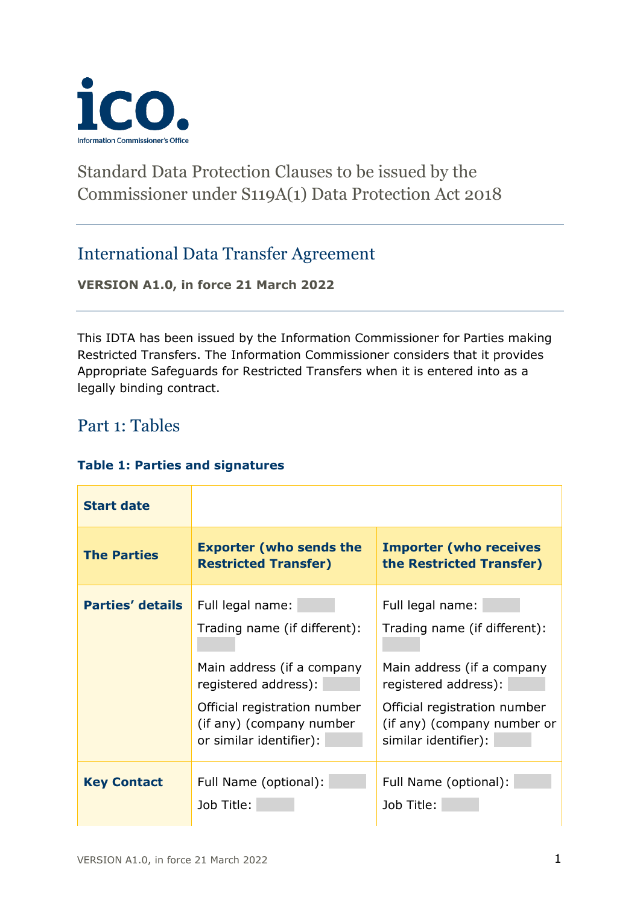ico.

Information Commissioner's Office

# Standard Data Protection Clauses to be issued by the Commissioner under S119A(1) Data Protection Act 2018

## International Data Transfer Agreement

**VERSION A1.0, in force 21 March 2022**

This IDTA has been issued by the Information Commissioner for Parties making Restricted Transfers. The Information Commissioner considers that it provides Appropriate Safeguards for Restricted Transfers when it is entered into as a legally binding contract.

## Part 1: Tables

### Table 1: Parties and signatures

| **Start date** | | |
|---|---|---|
| **The Parties** | **Exporter (who sends the Restricted Transfer)** | **Importer (who receives the Restricted Transfer)** |
| **Parties' details** | Full legal name: <br> Trading name (if different): <br> Main address (if a company registered address): <br> Official registration number (if any) (company number or similar identifier): | Full legal name: <br> Trading name (if different): <br> Main address (if a company registered address): <br> Official registration number (if any) (company number or similar identifier): |
| **Key Contact** | Full Name (optional): <br> Job Title: | Full Name (optional): <br> Job Title: |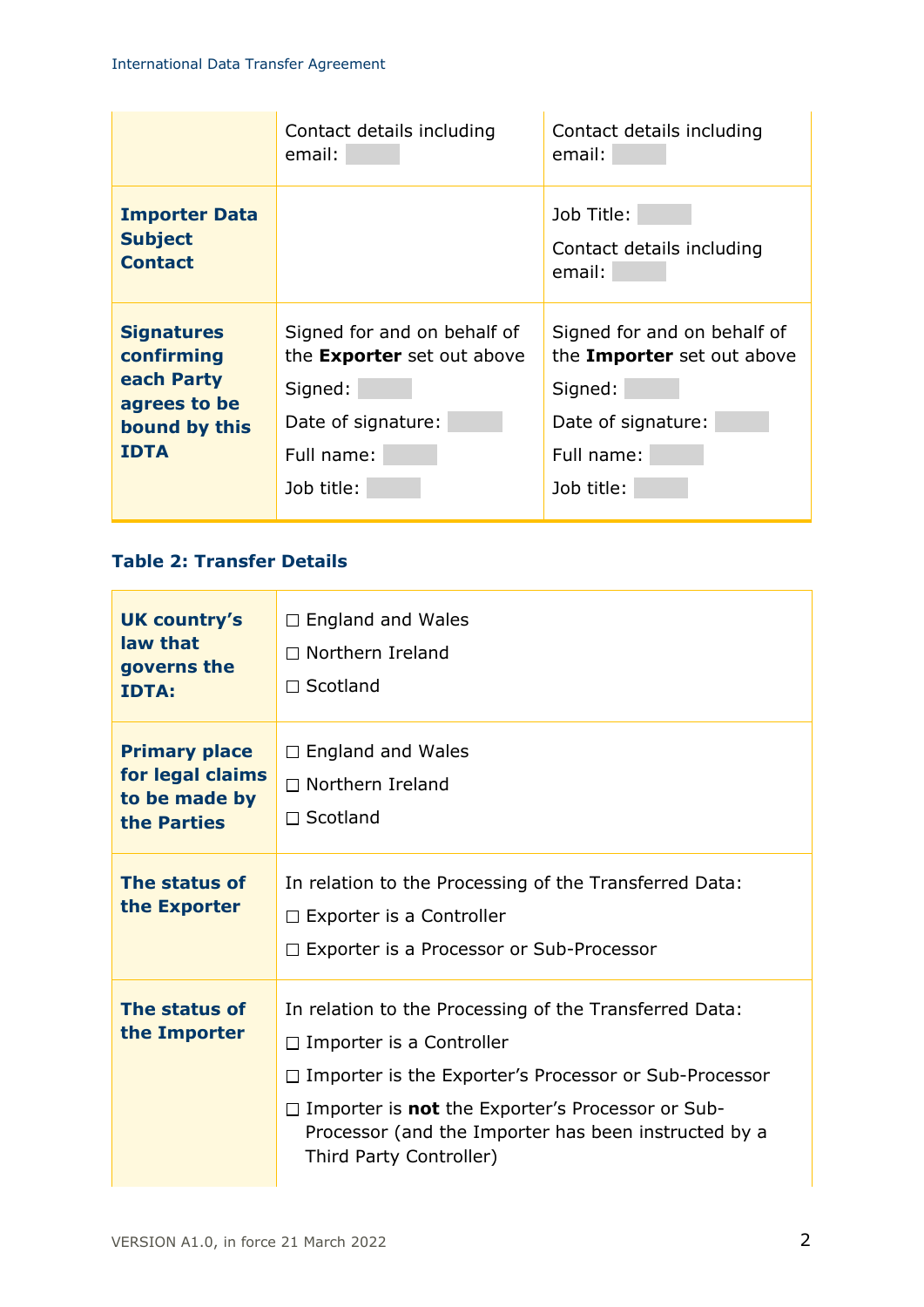| | | |
|---|---|---|
| | Contact details including email: | Contact details including email: |
| **Importer Data Subject Contact** | | Job Title:<br><br>Contact details including email: |
| **Signatures confirming each Party agrees to be bound by this IDTA** | Signed for and on behalf of the **Exporter** set out above<br><br>Signed:<br><br>Date of signature:<br><br>Full name:<br><br>Job title: | Signed for and on behalf of the **Importer** set out above<br><br>Signed:<br><br>Date of signature:<br><br>Full name:<br><br>Job title: |

### Table 2: Transfer Details

| | |
|---|---|
| **UK country's law that governs the IDTA:** | ☐ England and Wales<br><br>☐ Northern Ireland<br><br>☐ Scotland |
| **Primary place for legal claims to be made by the Parties** | ☐ England and Wales<br><br>☐ Northern Ireland<br><br>☐ Scotland |
| **The status of the Exporter** | In relation to the Processing of the Transferred Data:<br><br>☐ Exporter is a Controller<br><br>☐ Exporter is a Processor or Sub-Processor |
| **The status of the Importer** | In relation to the Processing of the Transferred Data:<br><br>☐ Importer is a Controller<br><br>☐ Importer is the Exporter's Processor or Sub-Processor<br><br>☐ Importer is **not** the Exporter's Processor or Sub-Processor (and the Importer has been instructed by a Third Party Controller) |

VERSION A1.0, in force 21 March 2022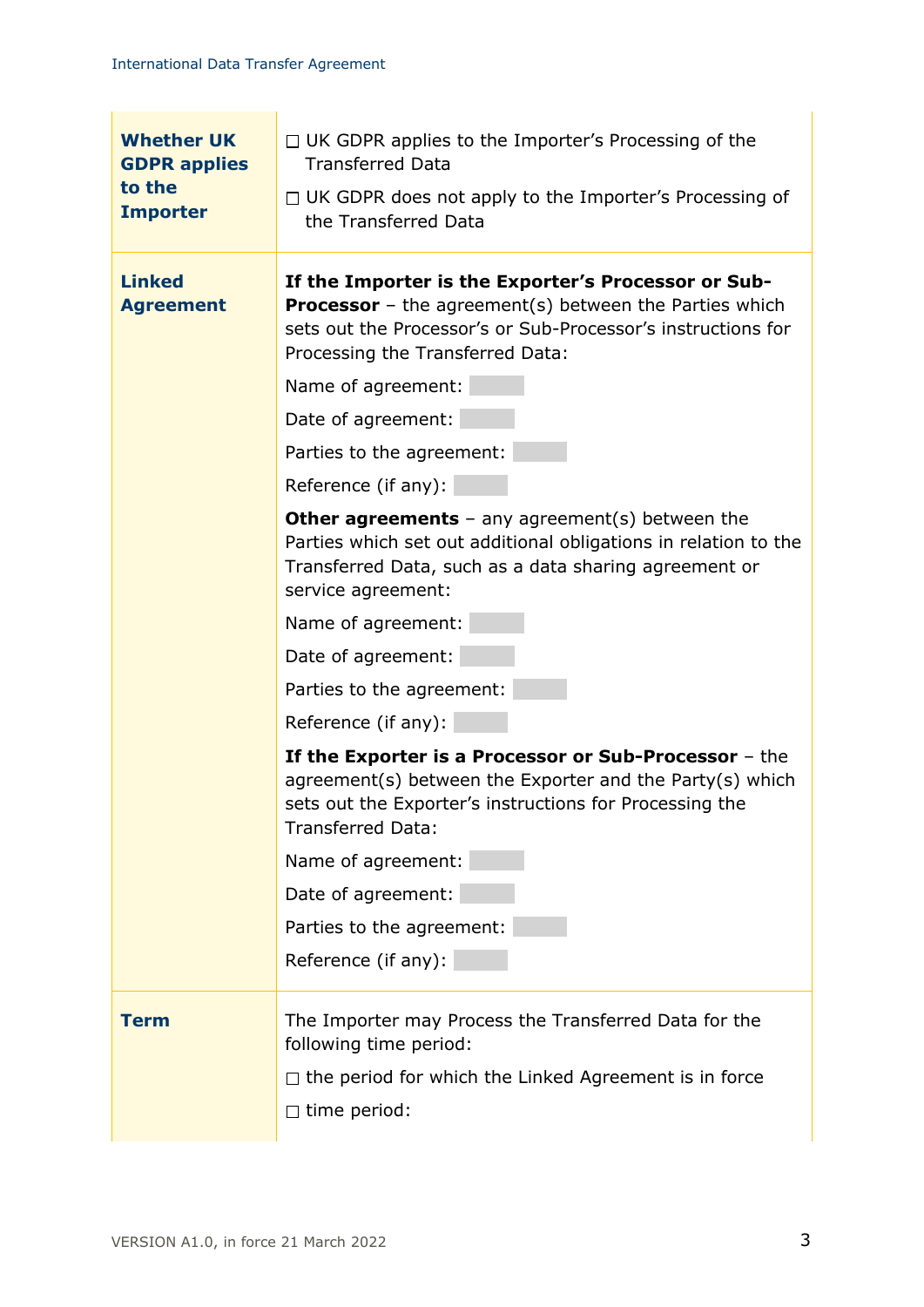| | |
|---|---|
| **Whether UK GDPR applies to the Importer** | ☐ UK GDPR applies to the Importer's Processing of the Transferred Data<br><br>☐ UK GDPR does not apply to the Importer's Processing of the Transferred Data |
| **Linked Agreement** | **If the Importer is the Exporter's Processor or Sub-Processor** – the agreement(s) between the Parties which sets out the Processor's or Sub-Processor's instructions for Processing the Transferred Data:<br><br>Name of agreement:<br><br>Date of agreement:<br><br>Parties to the agreement:<br><br>Reference (if any):<br><br>**Other agreements** – any agreement(s) between the Parties which set out additional obligations in relation to the Transferred Data, such as a data sharing agreement or service agreement:<br><br>Name of agreement:<br><br>Date of agreement:<br><br>Parties to the agreement:<br><br>Reference (if any):<br><br>**If the Exporter is a Processor or Sub-Processor** – the agreement(s) between the Exporter and the Party(s) which sets out the Exporter's instructions for Processing the Transferred Data:<br><br>Name of agreement:<br><br>Date of agreement:<br><br>Parties to the agreement:<br><br>Reference (if any): |
| **Term** | The Importer may Process the Transferred Data for the following time period:<br><br>☐ the period for which the Linked Agreement is in force<br><br>☐ time period: |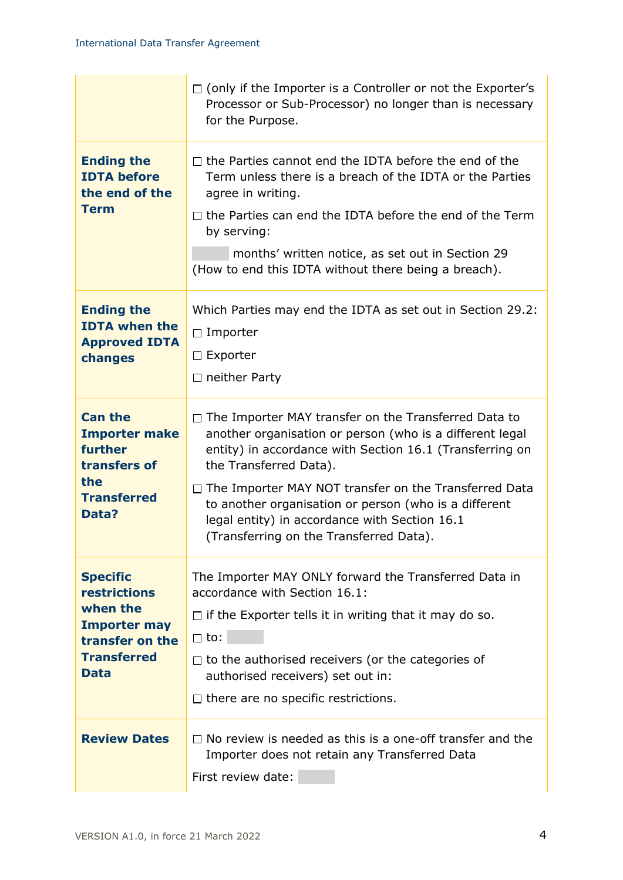| | |
|---|---|
| | ☐ (only if the Importer is a Controller or not the Exporter's Processor or Sub-Processor) no longer than is necessary for the Purpose. |
| **Ending the IDTA before the end of the Term** | ☐ the Parties cannot end the IDTA before the end of the Term unless there is a breach of the IDTA or the Parties agree in writing.<br><br>☐ the Parties can end the IDTA before the end of the Term by serving:<br><br>months' written notice, as set out in Section 29 (How to end this IDTA without there being a breach). |
| **Ending the IDTA when the Approved IDTA changes** | Which Parties may end the IDTA as set out in Section 29.2:<br><br>☐ Importer<br><br>☐ Exporter<br><br>☐ neither Party |
| **Can the Importer make further transfers of the Transferred Data?** | ☐ The Importer MAY transfer on the Transferred Data to another organisation or person (who is a different legal entity) in accordance with Section 16.1 (Transferring on the Transferred Data).<br><br>☐ The Importer MAY NOT transfer on the Transferred Data to another organisation or person (who is a different legal entity) in accordance with Section 16.1 (Transferring on the Transferred Data). |
| **Specific restrictions when the Importer may transfer on the Transferred Data** | The Importer MAY ONLY forward the Transferred Data in accordance with Section 16.1:<br><br>☐ if the Exporter tells it in writing that it may do so.<br><br>☐ to:<br><br>☐ to the authorised receivers (or the categories of authorised receivers) set out in:<br><br>☐ there are no specific restrictions. |
| **Review Dates** | ☐ No review is needed as this is a one-off transfer and the Importer does not retain any Transferred Data<br><br>First review date: |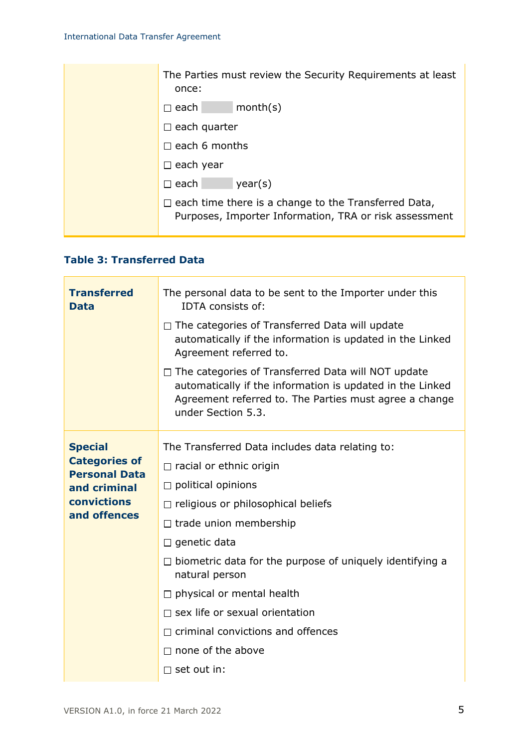| | |
|---|---|
| | The Parties must review the Security Requirements at least once:<br>☐ each month(s)<br>☐ each quarter<br>☐ each 6 months<br>☐ each year<br>☐ each year(s)<br>☐ each time there is a change to the Transferred Data, Purposes, Importer Information, TRA or risk assessment |

### Table 3: Transferred Data

| | |
|---|---|
| **Transferred Data** | The personal data to be sent to the Importer under this IDTA consists of:<br>☐ The categories of Transferred Data will update automatically if the information is updated in the Linked Agreement referred to.<br>☐ The categories of Transferred Data will NOT update automatically if the information is updated in the Linked Agreement referred to. The Parties must agree a change under Section 5.3. |
| **Special Categories of Personal Data and criminal convictions and offences** | The Transferred Data includes data relating to:<br>☐ racial or ethnic origin<br>☐ political opinions<br>☐ religious or philosophical beliefs<br>☐ trade union membership<br>☐ genetic data<br>☐ biometric data for the purpose of uniquely identifying a natural person<br>☐ physical or mental health<br>☐ sex life or sexual orientation<br>☐ criminal convictions and offences<br>☐ none of the above<br>☐ set out in: |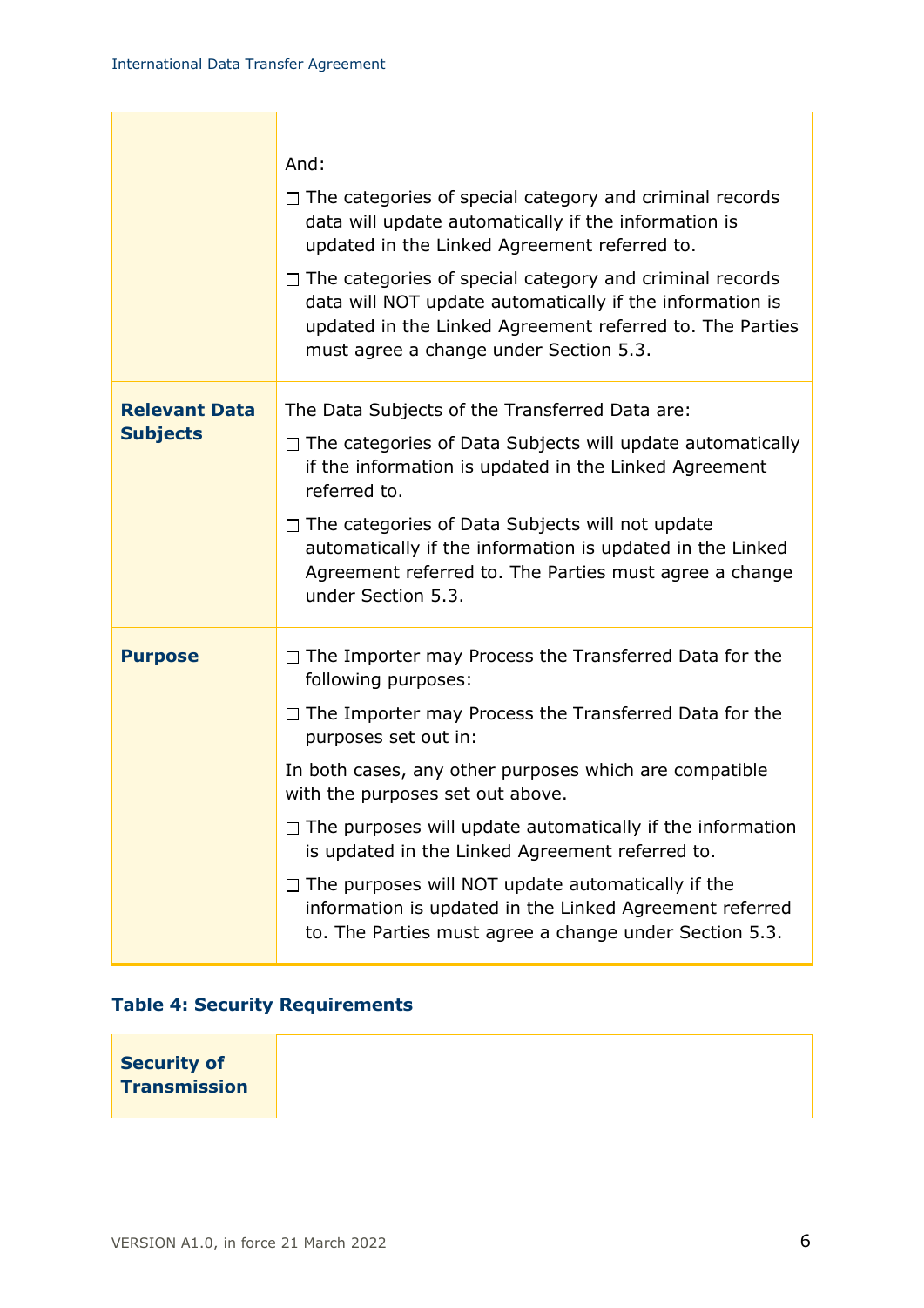| | |
|---|---|
| | And:<br>☐ The categories of special category and criminal records data will update automatically if the information is updated in the Linked Agreement referred to.<br>☐ The categories of special category and criminal records data will NOT update automatically if the information is updated in the Linked Agreement referred to. The Parties must agree a change under Section 5.3. |
| **Relevant Data Subjects** | The Data Subjects of the Transferred Data are:<br>☐ The categories of Data Subjects will update automatically if the information is updated in the Linked Agreement referred to.<br>☐ The categories of Data Subjects will not update automatically if the information is updated in the Linked Agreement referred to. The Parties must agree a change under Section 5.3. |
| **Purpose** | ☐ The Importer may Process the Transferred Data for the following purposes:<br>☐ The Importer may Process the Transferred Data for the purposes set out in:<br>In both cases, any other purposes which are compatible with the purposes set out above.<br>☐ The purposes will update automatically if the information is updated in the Linked Agreement referred to.<br>☐ The purposes will NOT update automatically if the information is updated in the Linked Agreement referred to. The Parties must agree a change under Section 5.3. |

**Table 4: Security Requirements**

| | |
|---|---|
| **Security of Transmission** | |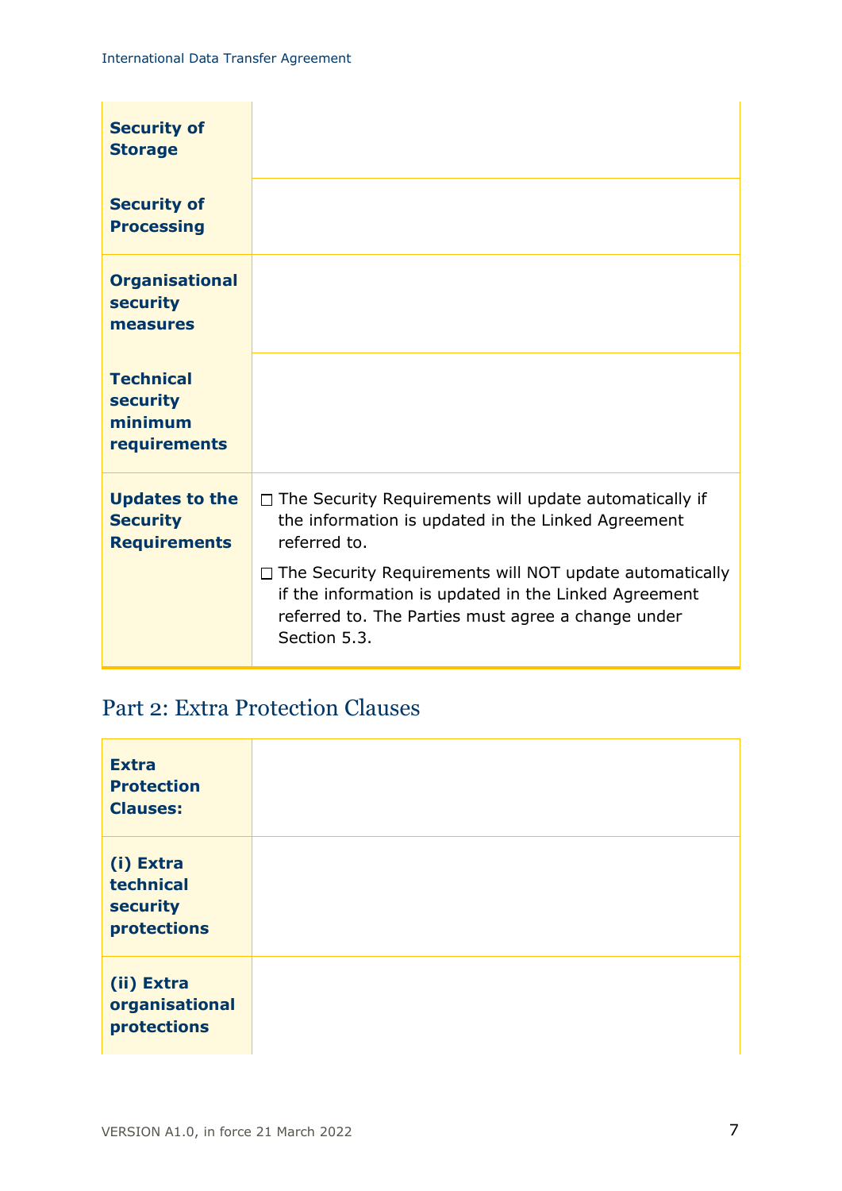| | |
|---|---|
| **Security of Storage** | |
| **Security of Processing** | |
| **Organisational security measures** | |
| **Technical security minimum requirements** | |
| **Updates to the Security Requirements** | ☐ The Security Requirements will update automatically if the information is updated in the Linked Agreement referred to.<br><br>☐ The Security Requirements will NOT update automatically if the information is updated in the Linked Agreement referred to. The Parties must agree a change under Section 5.3. |

## Part 2: Extra Protection Clauses

| | |
|---|---|
| **Extra Protection Clauses:** | |
| **(i) Extra technical security protections** | |
| **(ii) Extra organisational protections** | |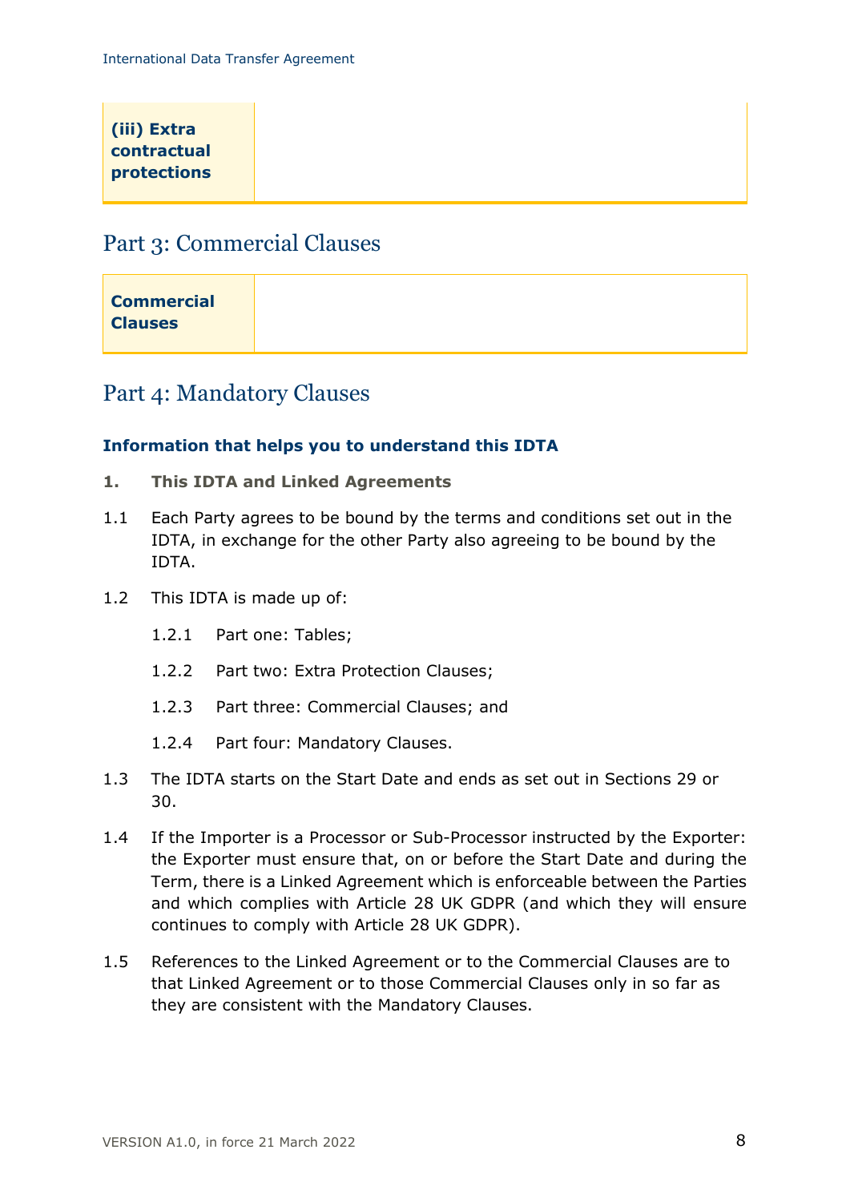| (iii) Extra contractual protections | |
|---|---|

## Part 3: Commercial Clauses

| Commercial Clauses | |
|---|---|

## Part 4: Mandatory Clauses

### Information that helps you to understand this IDTA

**1. This IDTA and Linked Agreements**

1.1 Each Party agrees to be bound by the terms and conditions set out in the IDTA, in exchange for the other Party also agreeing to be bound by the IDTA.

1.2 This IDTA is made up of:

1.2.1 Part one: Tables;

1.2.2 Part two: Extra Protection Clauses;

1.2.3 Part three: Commercial Clauses; and

1.2.4 Part four: Mandatory Clauses.

1.3 The IDTA starts on the Start Date and ends as set out in Sections 29 or 30.

1.4 If the Importer is a Processor or Sub-Processor instructed by the Exporter: the Exporter must ensure that, on or before the Start Date and during the Term, there is a Linked Agreement which is enforceable between the Parties and which complies with Article 28 UK GDPR (and which they will ensure continues to comply with Article 28 UK GDPR).

1.5 References to the Linked Agreement or to the Commercial Clauses are to that Linked Agreement or to those Commercial Clauses only in so far as they are consistent with the Mandatory Clauses.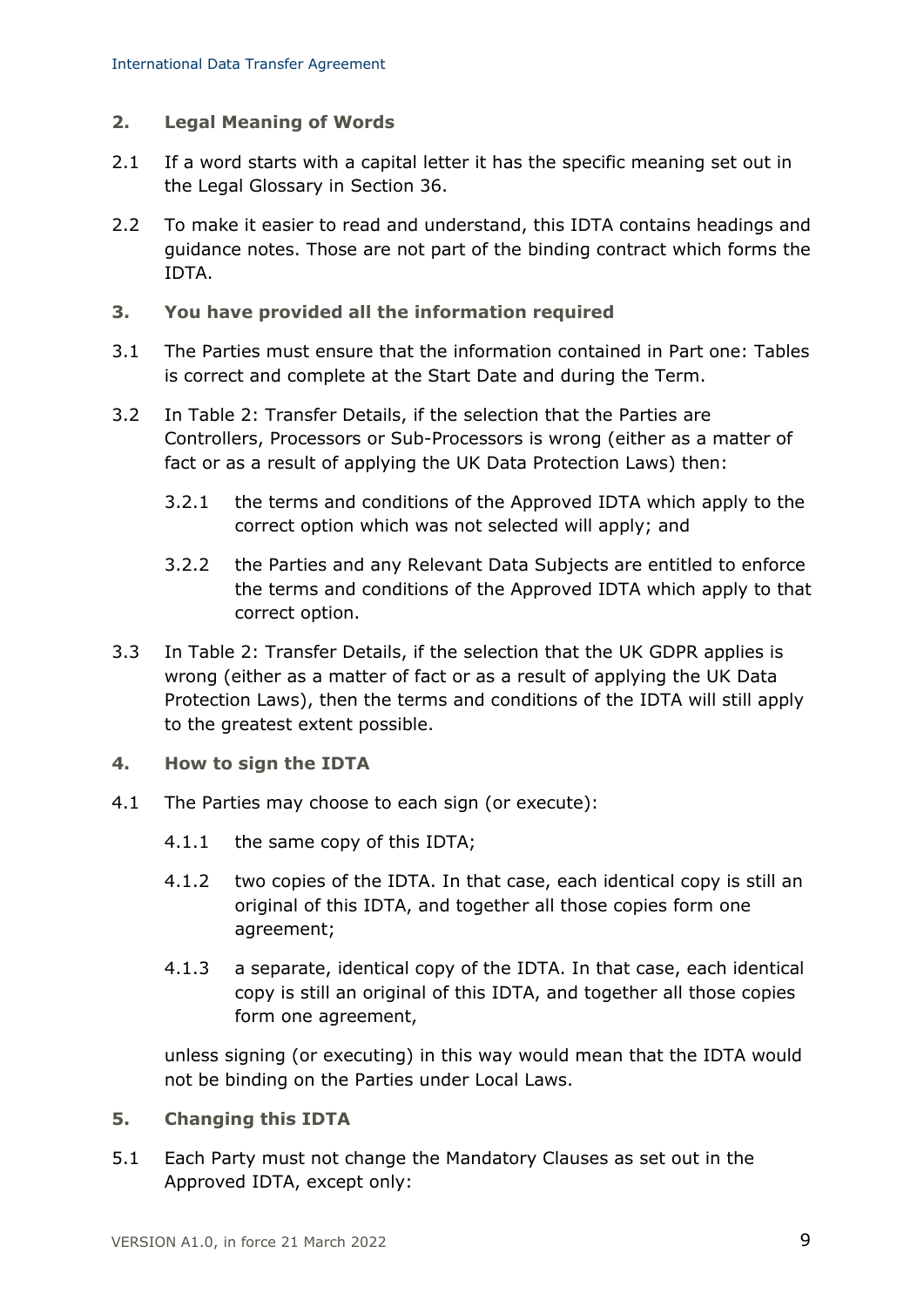## 2. Legal Meaning of Words

2.1 If a word starts with a capital letter it has the specific meaning set out in the Legal Glossary in Section 36.

2.2 To make it easier to read and understand, this IDTA contains headings and guidance notes. Those are not part of the binding contract which forms the IDTA.

## 3. You have provided all the information required

3.1 The Parties must ensure that the information contained in Part one: Tables is correct and complete at the Start Date and during the Term.

3.2 In Table 2: Transfer Details, if the selection that the Parties are Controllers, Processors or Sub-Processors is wrong (either as a matter of fact or as a result of applying the UK Data Protection Laws) then:

> 3.2.1 the terms and conditions of the Approved IDTA which apply to the correct option which was not selected will apply; and
>
> 3.2.2 the Parties and any Relevant Data Subjects are entitled to enforce the terms and conditions of the Approved IDTA which apply to that correct option.

3.3 In Table 2: Transfer Details, if the selection that the UK GDPR applies is wrong (either as a matter of fact or as a result of applying the UK Data Protection Laws), then the terms and conditions of the IDTA will still apply to the greatest extent possible.

## 4. How to sign the IDTA

4.1 The Parties may choose to each sign (or execute):

> 4.1.1 the same copy of this IDTA;
>
> 4.1.2 two copies of the IDTA. In that case, each identical copy is still an original of this IDTA, and together all those copies form one agreement;
>
> 4.1.3 a separate, identical copy of the IDTA. In that case, each identical copy is still an original of this IDTA, and together all those copies form one agreement,

unless signing (or executing) in this way would mean that the IDTA would not be binding on the Parties under Local Laws.

## 5. Changing this IDTA

5.1 Each Party must not change the Mandatory Clauses as set out in the Approved IDTA, except only: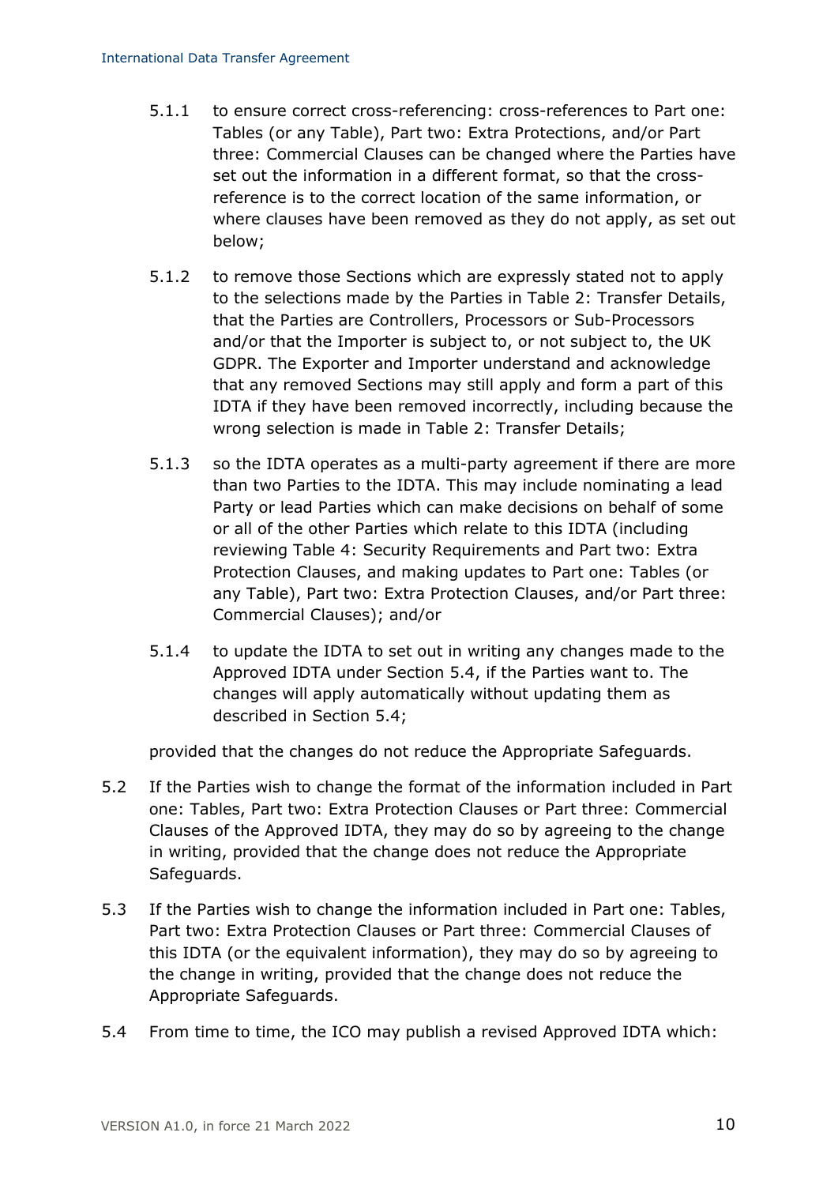5.1.1 to ensure correct cross-referencing: cross-references to Part one: Tables (or any Table), Part two: Extra Protections, and/or Part three: Commercial Clauses can be changed where the Parties have set out the information in a different format, so that the cross-reference is to the correct location of the same information, or where clauses have been removed as they do not apply, as set out below;

5.1.2 to remove those Sections which are expressly stated not to apply to the selections made by the Parties in Table 2: Transfer Details, that the Parties are Controllers, Processors or Sub-Processors and/or that the Importer is subject to, or not subject to, the UK GDPR. The Exporter and Importer understand and acknowledge that any removed Sections may still apply and form a part of this IDTA if they have been removed incorrectly, including because the wrong selection is made in Table 2: Transfer Details;

5.1.3 so the IDTA operates as a multi-party agreement if there are more than two Parties to the IDTA. This may include nominating a lead Party or lead Parties which can make decisions on behalf of some or all of the other Parties which relate to this IDTA (including reviewing Table 4: Security Requirements and Part two: Extra Protection Clauses, and making updates to Part one: Tables (or any Table), Part two: Extra Protection Clauses, and/or Part three: Commercial Clauses); and/or

5.1.4 to update the IDTA to set out in writing any changes made to the Approved IDTA under Section 5.4, if the Parties want to. The changes will apply automatically without updating them as described in Section 5.4;

provided that the changes do not reduce the Appropriate Safeguards.

5.2 If the Parties wish to change the format of the information included in Part one: Tables, Part two: Extra Protection Clauses or Part three: Commercial Clauses of the Approved IDTA, they may do so by agreeing to the change in writing, provided that the change does not reduce the Appropriate Safeguards.

5.3 If the Parties wish to change the information included in Part one: Tables, Part two: Extra Protection Clauses or Part three: Commercial Clauses of this IDTA (or the equivalent information), they may do so by agreeing to the change in writing, provided that the change does not reduce the Appropriate Safeguards.

5.4 From time to time, the ICO may publish a revised Approved IDTA which: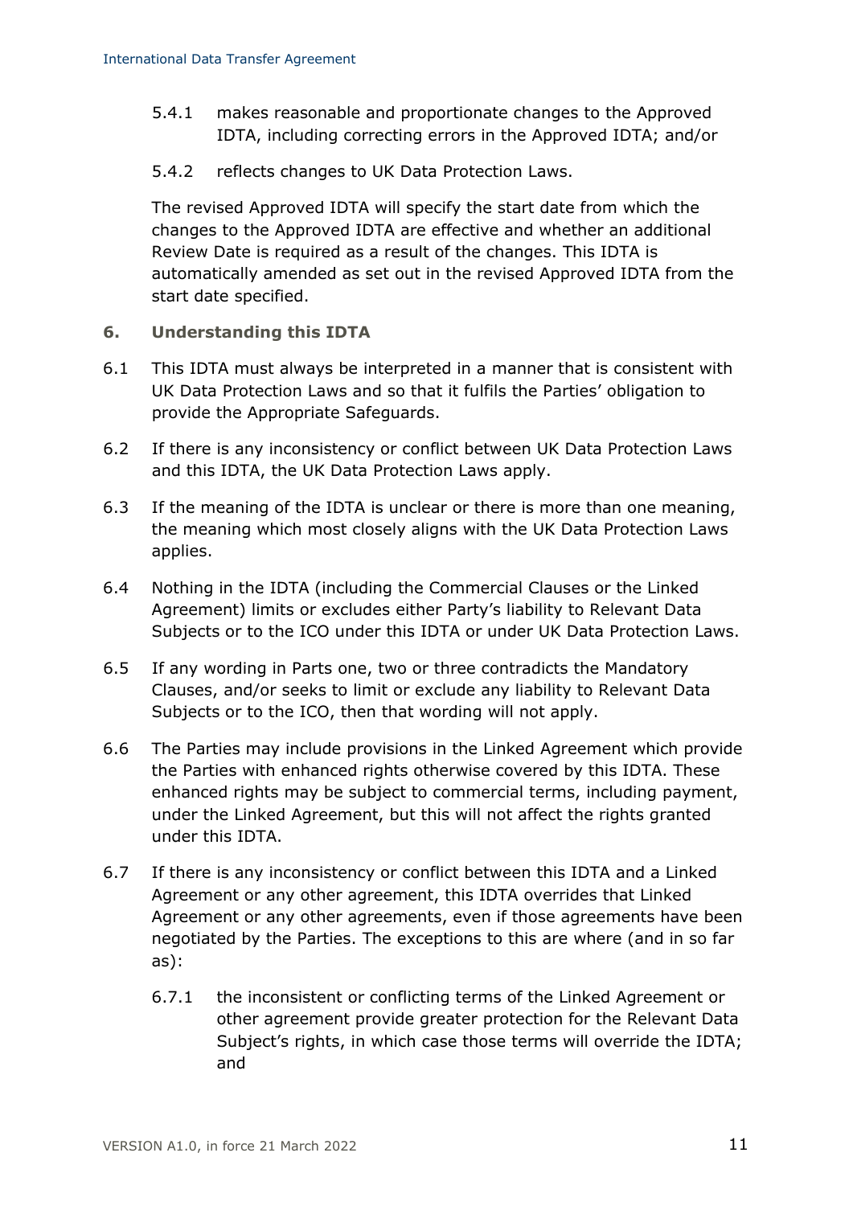5.4.1 makes reasonable and proportionate changes to the Approved IDTA, including correcting errors in the Approved IDTA; and/or

5.4.2 reflects changes to UK Data Protection Laws.

The revised Approved IDTA will specify the start date from which the changes to the Approved IDTA are effective and whether an additional Review Date is required as a result of the changes. This IDTA is automatically amended as set out in the revised Approved IDTA from the start date specified.

## 6. Understanding this IDTA

6.1 This IDTA must always be interpreted in a manner that is consistent with UK Data Protection Laws and so that it fulfils the Parties' obligation to provide the Appropriate Safeguards.

6.2 If there is any inconsistency or conflict between UK Data Protection Laws and this IDTA, the UK Data Protection Laws apply.

6.3 If the meaning of the IDTA is unclear or there is more than one meaning, the meaning which most closely aligns with the UK Data Protection Laws applies.

6.4 Nothing in the IDTA (including the Commercial Clauses or the Linked Agreement) limits or excludes either Party's liability to Relevant Data Subjects or to the ICO under this IDTA or under UK Data Protection Laws.

6.5 If any wording in Parts one, two or three contradicts the Mandatory Clauses, and/or seeks to limit or exclude any liability to Relevant Data Subjects or to the ICO, then that wording will not apply.

6.6 The Parties may include provisions in the Linked Agreement which provide the Parties with enhanced rights otherwise covered by this IDTA. These enhanced rights may be subject to commercial terms, including payment, under the Linked Agreement, but this will not affect the rights granted under this IDTA.

6.7 If there is any inconsistency or conflict between this IDTA and a Linked Agreement or any other agreement, this IDTA overrides that Linked Agreement or any other agreements, even if those agreements have been negotiated by the Parties. The exceptions to this are where (and in so far as):

6.7.1 the inconsistent or conflicting terms of the Linked Agreement or other agreement provide greater protection for the Relevant Data Subject's rights, in which case those terms will override the IDTA; and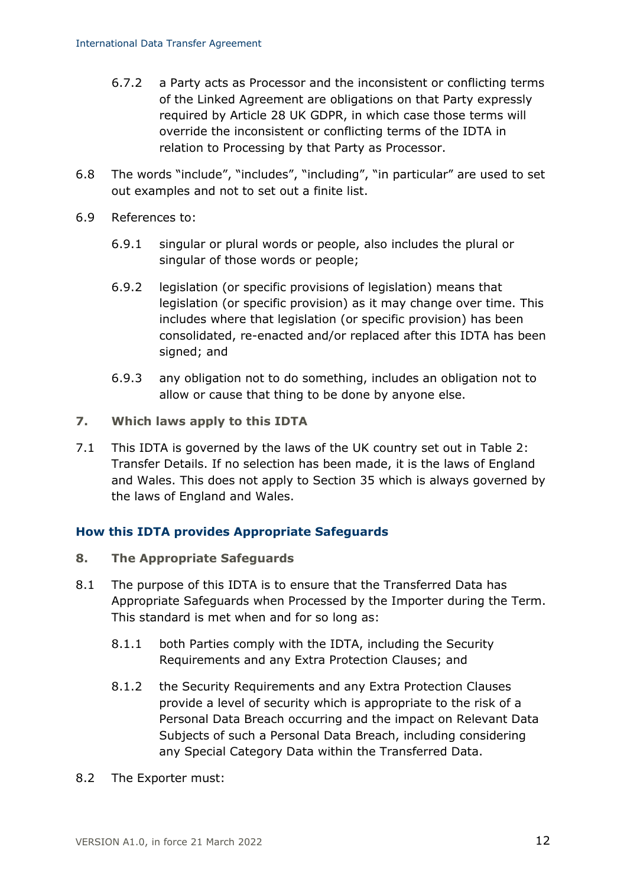6.7.2 a Party acts as Processor and the inconsistent or conflicting terms of the Linked Agreement are obligations on that Party expressly required by Article 28 UK GDPR, in which case those terms will override the inconsistent or conflicting terms of the IDTA in relation to Processing by that Party as Processor.

6.8 The words "include", "includes", "including", "in particular" are used to set out examples and not to set out a finite list.

6.9 References to:

6.9.1 singular or plural words or people, also includes the plural or singular of those words or people;

6.9.2 legislation (or specific provisions of legislation) means that legislation (or specific provision) as it may change over time. This includes where that legislation (or specific provision) has been consolidated, re-enacted and/or replaced after this IDTA has been signed; and

6.9.3 any obligation not to do something, includes an obligation not to allow or cause that thing to be done by anyone else.

### 7. Which laws apply to this IDTA

7.1 This IDTA is governed by the laws of the UK country set out in Table 2: Transfer Details. If no selection has been made, it is the laws of England and Wales. This does not apply to Section 35 which is always governed by the laws of England and Wales.

## How this IDTA provides Appropriate Safeguards

### 8. The Appropriate Safeguards

8.1 The purpose of this IDTA is to ensure that the Transferred Data has Appropriate Safeguards when Processed by the Importer during the Term. This standard is met when and for so long as:

8.1.1 both Parties comply with the IDTA, including the Security Requirements and any Extra Protection Clauses; and

8.1.2 the Security Requirements and any Extra Protection Clauses provide a level of security which is appropriate to the risk of a Personal Data Breach occurring and the impact on Relevant Data Subjects of such a Personal Data Breach, including considering any Special Category Data within the Transferred Data.

8.2 The Exporter must: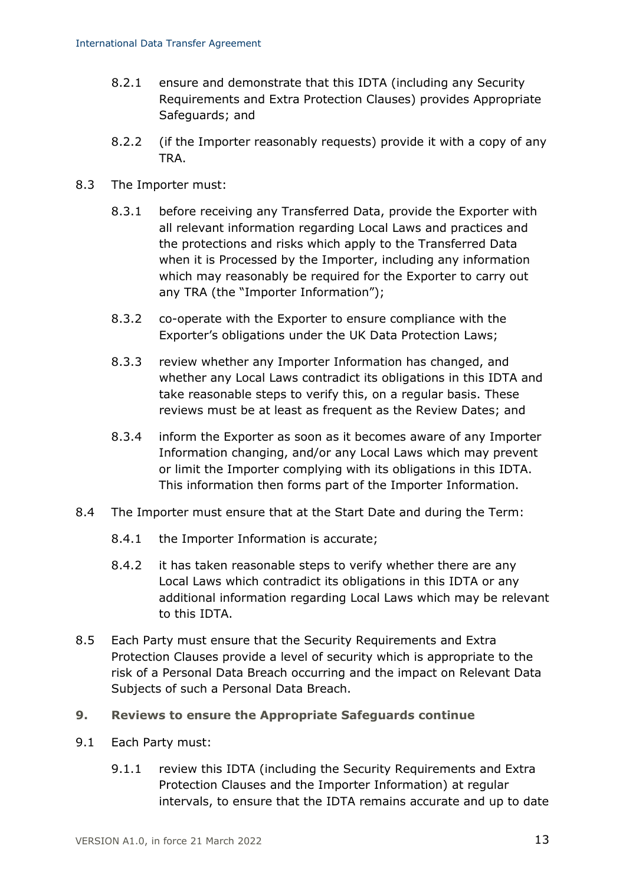8.2.1 ensure and demonstrate that this IDTA (including any Security Requirements and Extra Protection Clauses) provides Appropriate Safeguards; and

8.2.2 (if the Importer reasonably requests) provide it with a copy of any TRA.

8.3 The Importer must:

8.3.1 before receiving any Transferred Data, provide the Exporter with all relevant information regarding Local Laws and practices and the protections and risks which apply to the Transferred Data when it is Processed by the Importer, including any information which may reasonably be required for the Exporter to carry out any TRA (the "Importer Information");

8.3.2 co-operate with the Exporter to ensure compliance with the Exporter's obligations under the UK Data Protection Laws;

8.3.3 review whether any Importer Information has changed, and whether any Local Laws contradict its obligations in this IDTA and take reasonable steps to verify this, on a regular basis. These reviews must be at least as frequent as the Review Dates; and

8.3.4 inform the Exporter as soon as it becomes aware of any Importer Information changing, and/or any Local Laws which may prevent or limit the Importer complying with its obligations in this IDTA. This information then forms part of the Importer Information.

8.4 The Importer must ensure that at the Start Date and during the Term:

8.4.1 the Importer Information is accurate;

8.4.2 it has taken reasonable steps to verify whether there are any Local Laws which contradict its obligations in this IDTA or any additional information regarding Local Laws which may be relevant to this IDTA.

8.5 Each Party must ensure that the Security Requirements and Extra Protection Clauses provide a level of security which is appropriate to the risk of a Personal Data Breach occurring and the impact on Relevant Data Subjects of such a Personal Data Breach.

## 9. Reviews to ensure the Appropriate Safeguards continue

9.1 Each Party must:

9.1.1 review this IDTA (including the Security Requirements and Extra Protection Clauses and the Importer Information) at regular intervals, to ensure that the IDTA remains accurate and up to date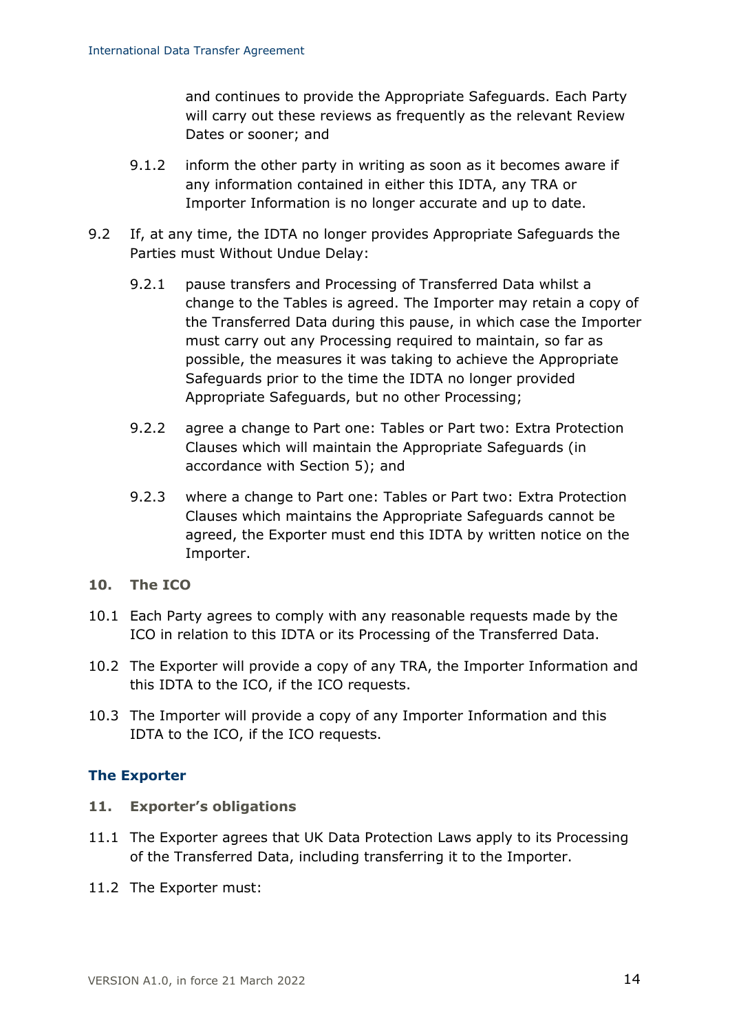and continues to provide the Appropriate Safeguards. Each Party will carry out these reviews as frequently as the relevant Review Dates or sooner; and

9.1.2 inform the other party in writing as soon as it becomes aware if any information contained in either this IDTA, any TRA or Importer Information is no longer accurate and up to date.

9.2 If, at any time, the IDTA no longer provides Appropriate Safeguards the Parties must Without Undue Delay:

9.2.1 pause transfers and Processing of Transferred Data whilst a change to the Tables is agreed. The Importer may retain a copy of the Transferred Data during this pause, in which case the Importer must carry out any Processing required to maintain, so far as possible, the measures it was taking to achieve the Appropriate Safeguards prior to the time the IDTA no longer provided Appropriate Safeguards, but no other Processing;

9.2.2 agree a change to Part one: Tables or Part two: Extra Protection Clauses which will maintain the Appropriate Safeguards (in accordance with Section 5); and

9.2.3 where a change to Part one: Tables or Part two: Extra Protection Clauses which maintains the Appropriate Safeguards cannot be agreed, the Exporter must end this IDTA by written notice on the Importer.

**10. The ICO**

10.1 Each Party agrees to comply with any reasonable requests made by the ICO in relation to this IDTA or its Processing of the Transferred Data.

10.2 The Exporter will provide a copy of any TRA, the Importer Information and this IDTA to the ICO, if the ICO requests.

10.3 The Importer will provide a copy of any Importer Information and this IDTA to the ICO, if the ICO requests.

## The Exporter

**11. Exporter's obligations**

11.1 The Exporter agrees that UK Data Protection Laws apply to its Processing of the Transferred Data, including transferring it to the Importer.

11.2 The Exporter must: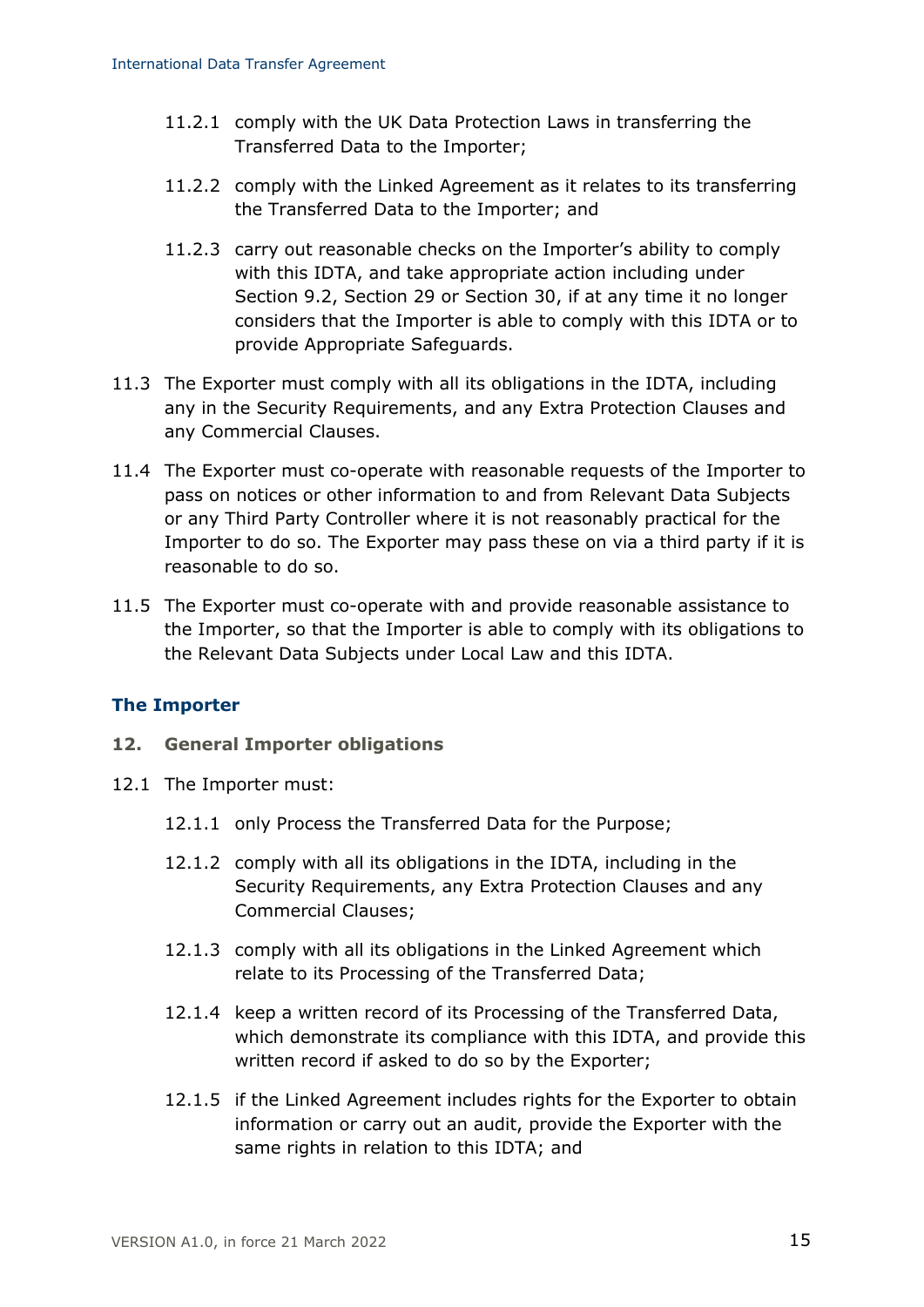11.2.1 comply with the UK Data Protection Laws in transferring the Transferred Data to the Importer;

11.2.2 comply with the Linked Agreement as it relates to its transferring the Transferred Data to the Importer; and

11.2.3 carry out reasonable checks on the Importer's ability to comply with this IDTA, and take appropriate action including under Section 9.2, Section 29 or Section 30, if at any time it no longer considers that the Importer is able to comply with this IDTA or to provide Appropriate Safeguards.

11.3 The Exporter must comply with all its obligations in the IDTA, including any in the Security Requirements, and any Extra Protection Clauses and any Commercial Clauses.

11.4 The Exporter must co-operate with reasonable requests of the Importer to pass on notices or other information to and from Relevant Data Subjects or any Third Party Controller where it is not reasonably practical for the Importer to do so. The Exporter may pass these on via a third party if it is reasonable to do so.

11.5 The Exporter must co-operate with and provide reasonable assistance to the Importer, so that the Importer is able to comply with its obligations to the Relevant Data Subjects under Local Law and this IDTA.

## The Importer

### 12. General Importer obligations

12.1 The Importer must:

12.1.1 only Process the Transferred Data for the Purpose;

12.1.2 comply with all its obligations in the IDTA, including in the Security Requirements, any Extra Protection Clauses and any Commercial Clauses;

12.1.3 comply with all its obligations in the Linked Agreement which relate to its Processing of the Transferred Data;

12.1.4 keep a written record of its Processing of the Transferred Data, which demonstrate its compliance with this IDTA, and provide this written record if asked to do so by the Exporter;

12.1.5 if the Linked Agreement includes rights for the Exporter to obtain information or carry out an audit, provide the Exporter with the same rights in relation to this IDTA; and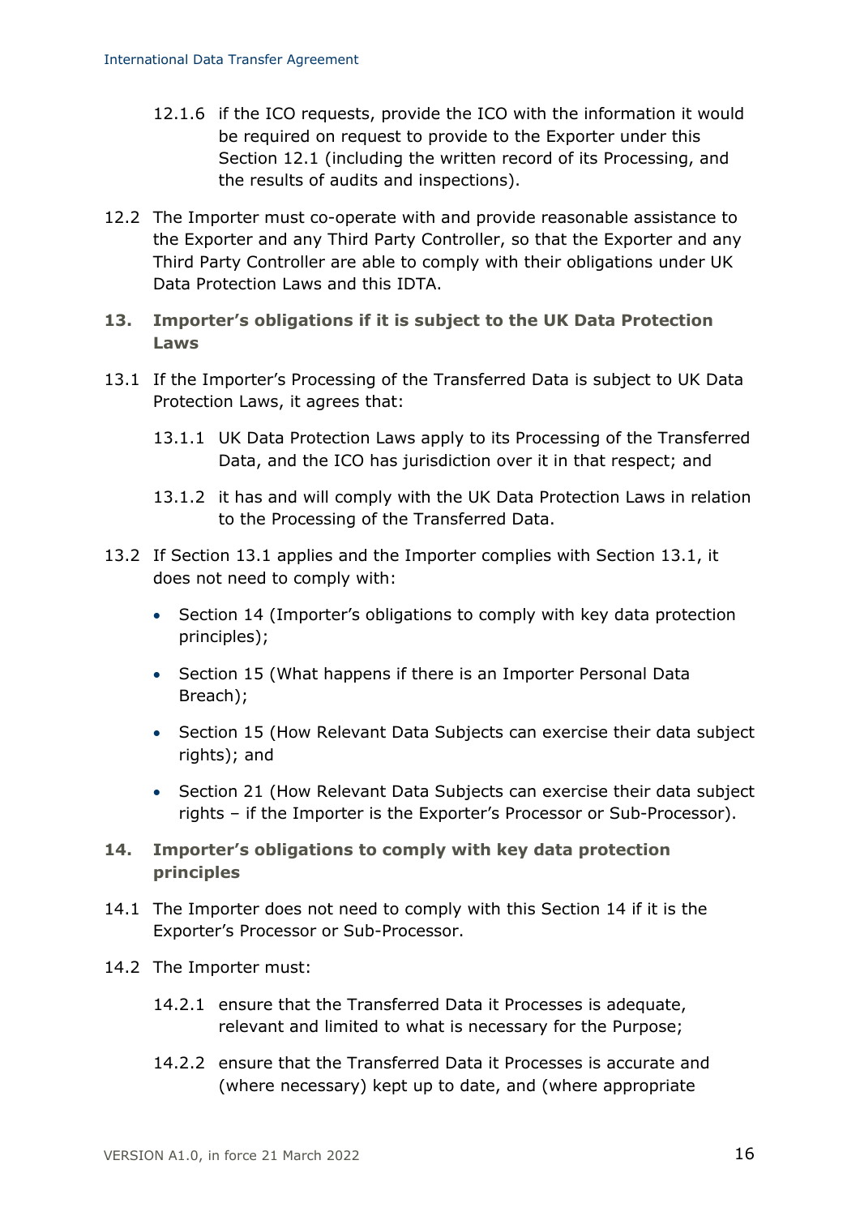12.1.6 if the ICO requests, provide the ICO with the information it would be required on request to provide to the Exporter under this Section 12.1 (including the written record of its Processing, and the results of audits and inspections).

12.2 The Importer must co-operate with and provide reasonable assistance to the Exporter and any Third Party Controller, so that the Exporter and any Third Party Controller are able to comply with their obligations under UK Data Protection Laws and this IDTA.

## 13. Importer's obligations if it is subject to the UK Data Protection Laws

13.1 If the Importer's Processing of the Transferred Data is subject to UK Data Protection Laws, it agrees that:

13.1.1 UK Data Protection Laws apply to its Processing of the Transferred Data, and the ICO has jurisdiction over it in that respect; and

13.1.2 it has and will comply with the UK Data Protection Laws in relation to the Processing of the Transferred Data.

13.2 If Section 13.1 applies and the Importer complies with Section 13.1, it does not need to comply with:

- Section 14 (Importer's obligations to comply with key data protection principles);
- Section 15 (What happens if there is an Importer Personal Data Breach);
- Section 15 (How Relevant Data Subjects can exercise their data subject rights); and
- Section 21 (How Relevant Data Subjects can exercise their data subject rights – if the Importer is the Exporter's Processor or Sub-Processor).

## 14. Importer's obligations to comply with key data protection principles

14.1 The Importer does not need to comply with this Section 14 if it is the Exporter's Processor or Sub-Processor.

14.2 The Importer must:

14.2.1 ensure that the Transferred Data it Processes is adequate, relevant and limited to what is necessary for the Purpose;

14.2.2 ensure that the Transferred Data it Processes is accurate and (where necessary) kept up to date, and (where appropriate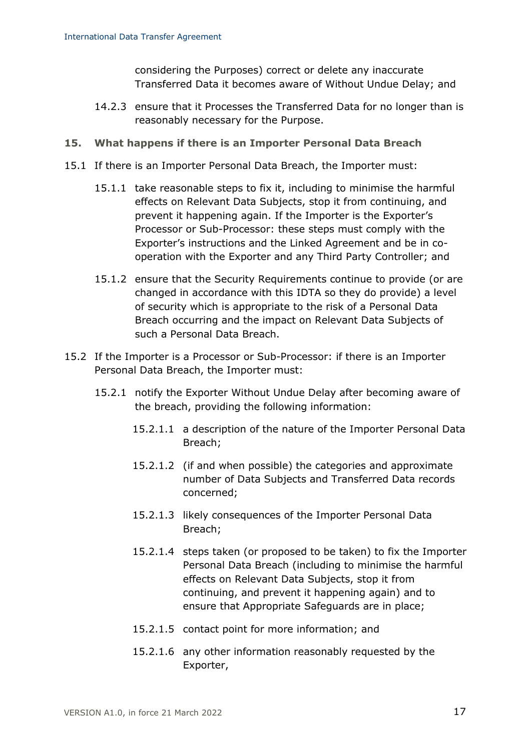considering the Purposes) correct or delete any inaccurate Transferred Data it becomes aware of Without Undue Delay; and

14.2.3 ensure that it Processes the Transferred Data for no longer than is reasonably necessary for the Purpose.

## 15. What happens if there is an Importer Personal Data Breach

15.1 If there is an Importer Personal Data Breach, the Importer must:

15.1.1 take reasonable steps to fix it, including to minimise the harmful effects on Relevant Data Subjects, stop it from continuing, and prevent it happening again. If the Importer is the Exporter's Processor or Sub-Processor: these steps must comply with the Exporter's instructions and the Linked Agreement and be in co-operation with the Exporter and any Third Party Controller; and

15.1.2 ensure that the Security Requirements continue to provide (or are changed in accordance with this IDTA so they do provide) a level of security which is appropriate to the risk of a Personal Data Breach occurring and the impact on Relevant Data Subjects of such a Personal Data Breach.

15.2 If the Importer is a Processor or Sub-Processor: if there is an Importer Personal Data Breach, the Importer must:

15.2.1 notify the Exporter Without Undue Delay after becoming aware of the breach, providing the following information:

15.2.1.1 a description of the nature of the Importer Personal Data Breach;

15.2.1.2 (if and when possible) the categories and approximate number of Data Subjects and Transferred Data records concerned;

15.2.1.3 likely consequences of the Importer Personal Data Breach;

15.2.1.4 steps taken (or proposed to be taken) to fix the Importer Personal Data Breach (including to minimise the harmful effects on Relevant Data Subjects, stop it from continuing, and prevent it happening again) and to ensure that Appropriate Safeguards are in place;

15.2.1.5 contact point for more information; and

15.2.1.6 any other information reasonably requested by the Exporter,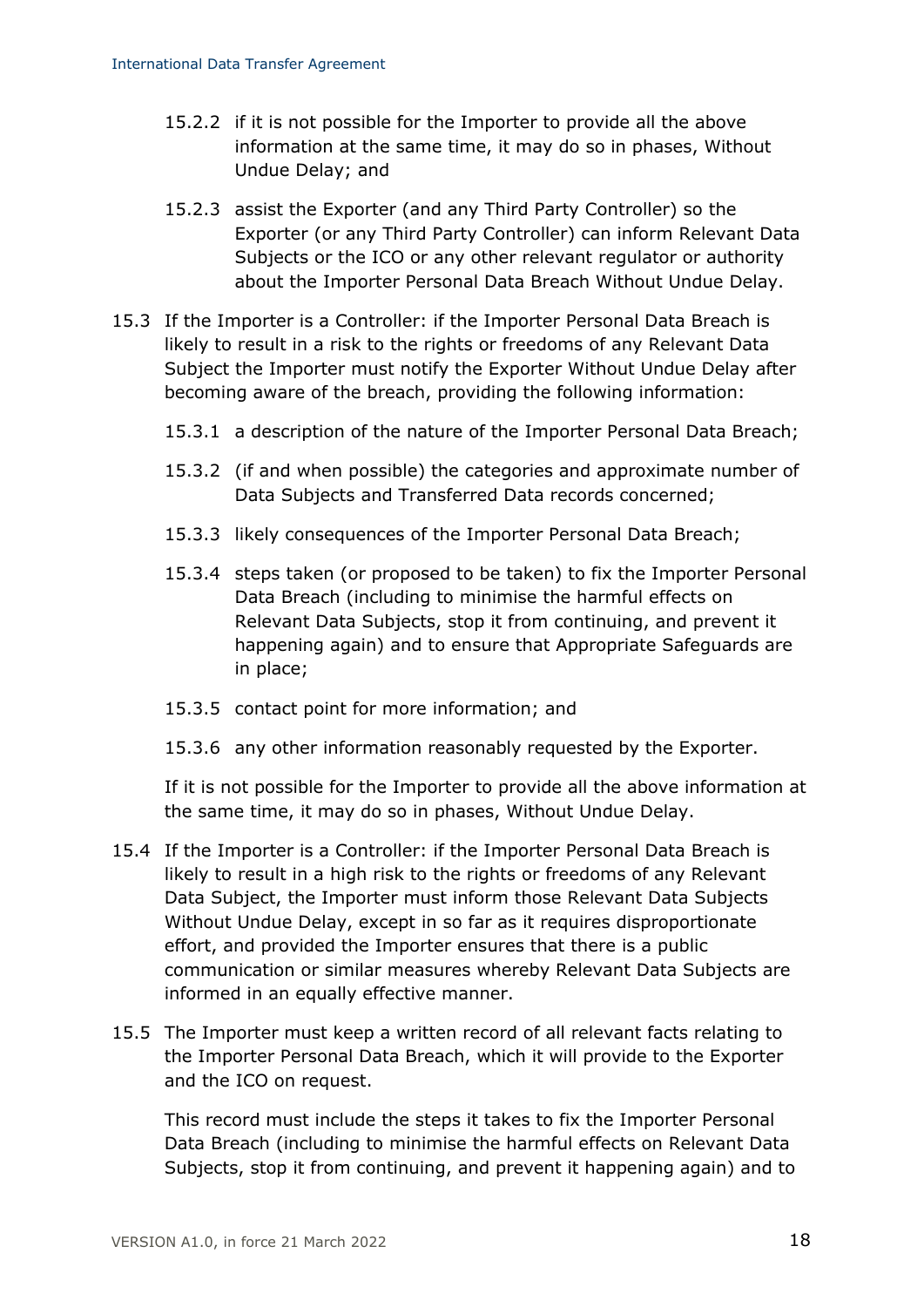15.2.2 if it is not possible for the Importer to provide all the above information at the same time, it may do so in phases, Without Undue Delay; and

15.2.3 assist the Exporter (and any Third Party Controller) so the Exporter (or any Third Party Controller) can inform Relevant Data Subjects or the ICO or any other relevant regulator or authority about the Importer Personal Data Breach Without Undue Delay.

15.3 If the Importer is a Controller: if the Importer Personal Data Breach is likely to result in a risk to the rights or freedoms of any Relevant Data Subject the Importer must notify the Exporter Without Undue Delay after becoming aware of the breach, providing the following information:

15.3.1 a description of the nature of the Importer Personal Data Breach;

15.3.2 (if and when possible) the categories and approximate number of Data Subjects and Transferred Data records concerned;

15.3.3 likely consequences of the Importer Personal Data Breach;

15.3.4 steps taken (or proposed to be taken) to fix the Importer Personal Data Breach (including to minimise the harmful effects on Relevant Data Subjects, stop it from continuing, and prevent it happening again) and to ensure that Appropriate Safeguards are in place;

15.3.5 contact point for more information; and

15.3.6 any other information reasonably requested by the Exporter.

If it is not possible for the Importer to provide all the above information at the same time, it may do so in phases, Without Undue Delay.

15.4 If the Importer is a Controller: if the Importer Personal Data Breach is likely to result in a high risk to the rights or freedoms of any Relevant Data Subject, the Importer must inform those Relevant Data Subjects Without Undue Delay, except in so far as it requires disproportionate effort, and provided the Importer ensures that there is a public communication or similar measures whereby Relevant Data Subjects are informed in an equally effective manner.

15.5 The Importer must keep a written record of all relevant facts relating to the Importer Personal Data Breach, which it will provide to the Exporter and the ICO on request.

This record must include the steps it takes to fix the Importer Personal Data Breach (including to minimise the harmful effects on Relevant Data Subjects, stop it from continuing, and prevent it happening again) and to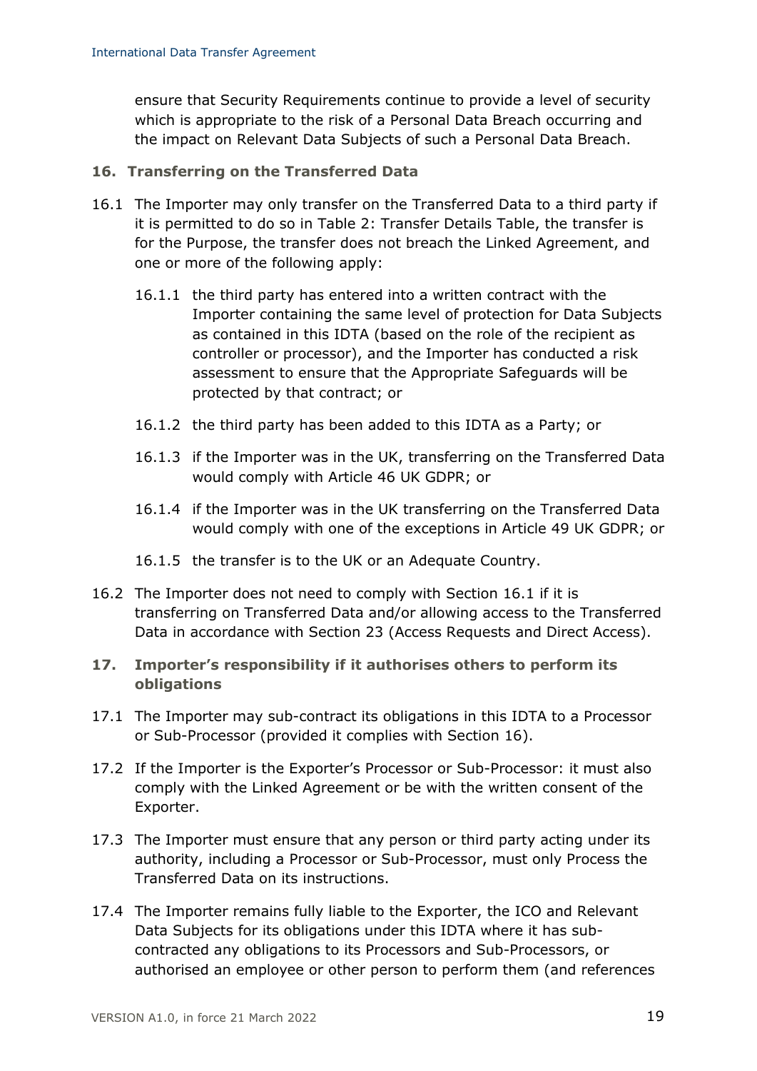ensure that Security Requirements continue to provide a level of security which is appropriate to the risk of a Personal Data Breach occurring and the impact on Relevant Data Subjects of such a Personal Data Breach.

### 16. Transferring on the Transferred Data

16.1 The Importer may only transfer on the Transferred Data to a third party if it is permitted to do so in Table 2: Transfer Details Table, the transfer is for the Purpose, the transfer does not breach the Linked Agreement, and one or more of the following apply:

16.1.1 the third party has entered into a written contract with the Importer containing the same level of protection for Data Subjects as contained in this IDTA (based on the role of the recipient as controller or processor), and the Importer has conducted a risk assessment to ensure that the Appropriate Safeguards will be protected by that contract; or

16.1.2 the third party has been added to this IDTA as a Party; or

16.1.3 if the Importer was in the UK, transferring on the Transferred Data would comply with Article 46 UK GDPR; or

16.1.4 if the Importer was in the UK transferring on the Transferred Data would comply with one of the exceptions in Article 49 UK GDPR; or

16.1.5 the transfer is to the UK or an Adequate Country.

16.2 The Importer does not need to comply with Section 16.1 if it is transferring on Transferred Data and/or allowing access to the Transferred Data in accordance with Section 23 (Access Requests and Direct Access).

### 17. Importer's responsibility if it authorises others to perform its obligations

17.1 The Importer may sub-contract its obligations in this IDTA to a Processor or Sub-Processor (provided it complies with Section 16).

17.2 If the Importer is the Exporter's Processor or Sub-Processor: it must also comply with the Linked Agreement or be with the written consent of the Exporter.

17.3 The Importer must ensure that any person or third party acting under its authority, including a Processor or Sub-Processor, must only Process the Transferred Data on its instructions.

17.4 The Importer remains fully liable to the Exporter, the ICO and Relevant Data Subjects for its obligations under this IDTA where it has sub-contracted any obligations to its Processors and Sub-Processors, or authorised an employee or other person to perform them (and references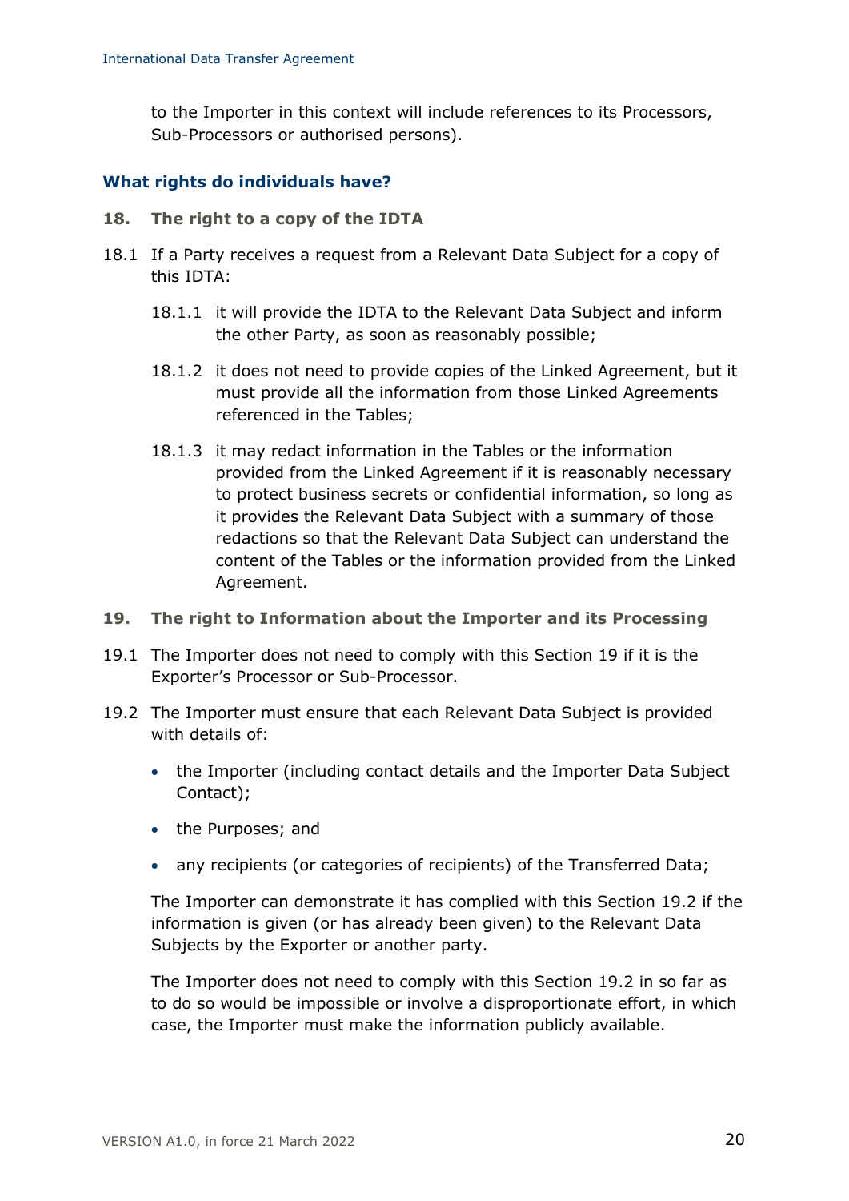to the Importer in this context will include references to its Processors, Sub-Processors or authorised persons).

## What rights do individuals have?

### 18. The right to a copy of the IDTA

18.1 If a Party receives a request from a Relevant Data Subject for a copy of this IDTA:

18.1.1 it will provide the IDTA to the Relevant Data Subject and inform the other Party, as soon as reasonably possible;

18.1.2 it does not need to provide copies of the Linked Agreement, but it must provide all the information from those Linked Agreements referenced in the Tables;

18.1.3 it may redact information in the Tables or the information provided from the Linked Agreement if it is reasonably necessary to protect business secrets or confidential information, so long as it provides the Relevant Data Subject with a summary of those redactions so that the Relevant Data Subject can understand the content of the Tables or the information provided from the Linked Agreement.

### 19. The right to Information about the Importer and its Processing

19.1 The Importer does not need to comply with this Section 19 if it is the Exporter's Processor or Sub-Processor.

19.2 The Importer must ensure that each Relevant Data Subject is provided with details of:

- the Importer (including contact details and the Importer Data Subject Contact);
- the Purposes; and
- any recipients (or categories of recipients) of the Transferred Data;

The Importer can demonstrate it has complied with this Section 19.2 if the information is given (or has already been given) to the Relevant Data Subjects by the Exporter or another party.

The Importer does not need to comply with this Section 19.2 in so far as to do so would be impossible or involve a disproportionate effort, in which case, the Importer must make the information publicly available.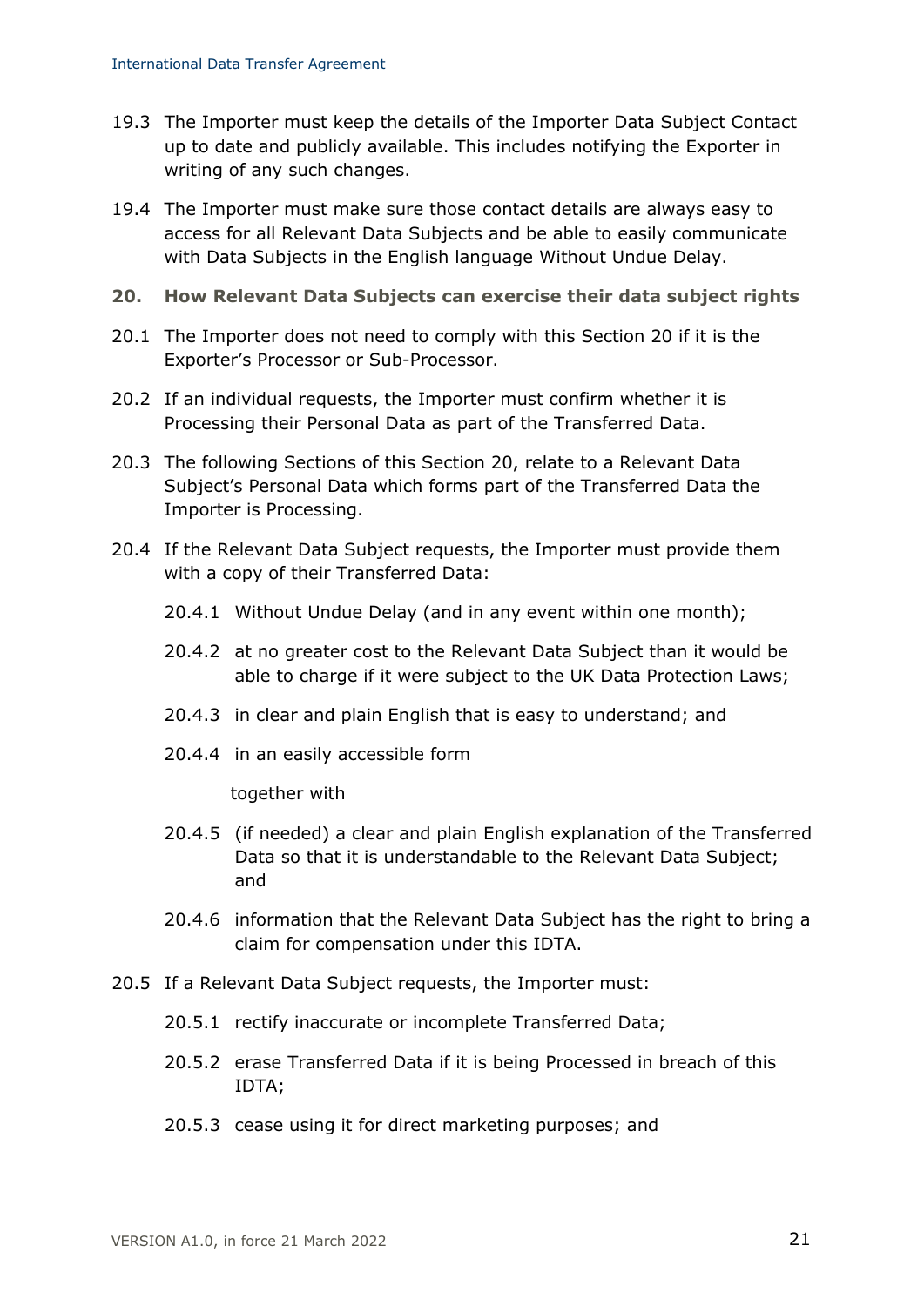19.3 The Importer must keep the details of the Importer Data Subject Contact up to date and publicly available. This includes notifying the Exporter in writing of any such changes.

19.4 The Importer must make sure those contact details are always easy to access for all Relevant Data Subjects and be able to easily communicate with Data Subjects in the English language Without Undue Delay.

## 20. How Relevant Data Subjects can exercise their data subject rights

20.1 The Importer does not need to comply with this Section 20 if it is the Exporter's Processor or Sub-Processor.

20.2 If an individual requests, the Importer must confirm whether it is Processing their Personal Data as part of the Transferred Data.

20.3 The following Sections of this Section 20, relate to a Relevant Data Subject's Personal Data which forms part of the Transferred Data the Importer is Processing.

20.4 If the Relevant Data Subject requests, the Importer must provide them with a copy of their Transferred Data:

- 20.4.1 Without Undue Delay (and in any event within one month);
- 20.4.2 at no greater cost to the Relevant Data Subject than it would be able to charge if it were subject to the UK Data Protection Laws;
- 20.4.3 in clear and plain English that is easy to understand; and
- 20.4.4 in an easily accessible form

together with

- 20.4.5 (if needed) a clear and plain English explanation of the Transferred Data so that it is understandable to the Relevant Data Subject; and
- 20.4.6 information that the Relevant Data Subject has the right to bring a claim for compensation under this IDTA.

20.5 If a Relevant Data Subject requests, the Importer must:

- 20.5.1 rectify inaccurate or incomplete Transferred Data;
- 20.5.2 erase Transferred Data if it is being Processed in breach of this IDTA;
- 20.5.3 cease using it for direct marketing purposes; and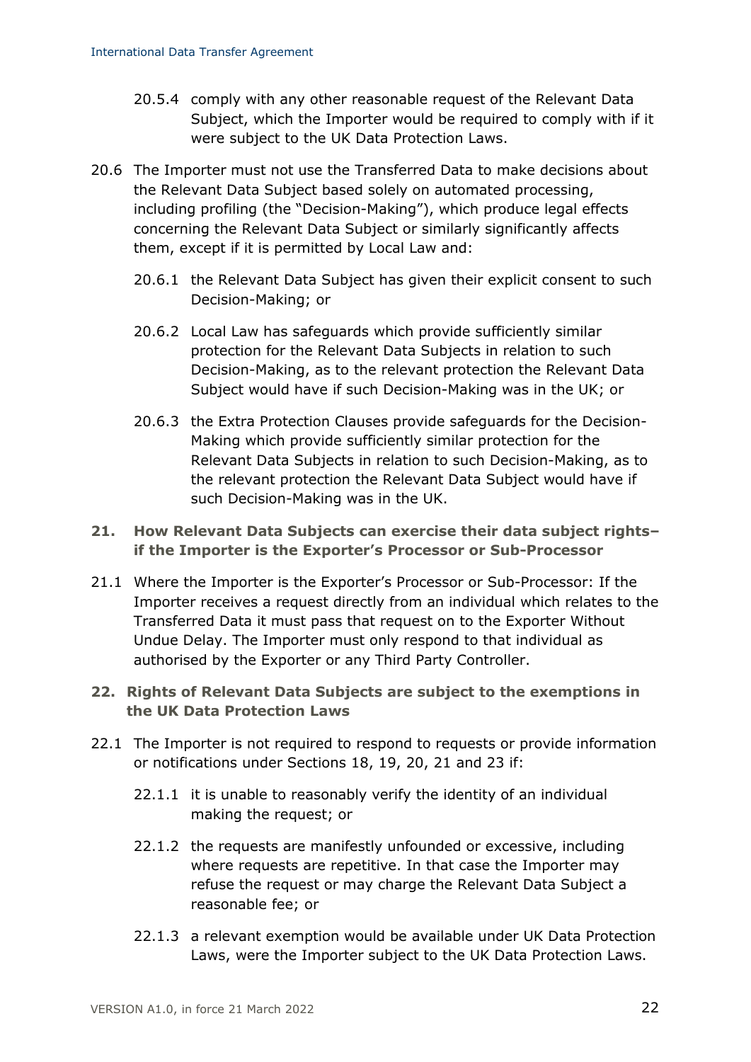20.5.4 comply with any other reasonable request of the Relevant Data Subject, which the Importer would be required to comply with if it were subject to the UK Data Protection Laws.

20.6 The Importer must not use the Transferred Data to make decisions about the Relevant Data Subject based solely on automated processing, including profiling (the "Decision-Making"), which produce legal effects concerning the Relevant Data Subject or similarly significantly affects them, except if it is permitted by Local Law and:

20.6.1 the Relevant Data Subject has given their explicit consent to such Decision-Making; or

20.6.2 Local Law has safeguards which provide sufficiently similar protection for the Relevant Data Subjects in relation to such Decision-Making, as to the relevant protection the Relevant Data Subject would have if such Decision-Making was in the UK; or

20.6.3 the Extra Protection Clauses provide safeguards for the Decision-Making which provide sufficiently similar protection for the Relevant Data Subjects in relation to such Decision-Making, as to the relevant protection the Relevant Data Subject would have if such Decision-Making was in the UK.

## 21. How Relevant Data Subjects can exercise their data subject rights– if the Importer is the Exporter's Processor or Sub-Processor

21.1 Where the Importer is the Exporter's Processor or Sub-Processor: If the Importer receives a request directly from an individual which relates to the Transferred Data it must pass that request on to the Exporter Without Undue Delay. The Importer must only respond to that individual as authorised by the Exporter or any Third Party Controller.

## 22. Rights of Relevant Data Subjects are subject to the exemptions in the UK Data Protection Laws

22.1 The Importer is not required to respond to requests or provide information or notifications under Sections 18, 19, 20, 21 and 23 if:

22.1.1 it is unable to reasonably verify the identity of an individual making the request; or

22.1.2 the requests are manifestly unfounded or excessive, including where requests are repetitive. In that case the Importer may refuse the request or may charge the Relevant Data Subject a reasonable fee; or

22.1.3 a relevant exemption would be available under UK Data Protection Laws, were the Importer subject to the UK Data Protection Laws.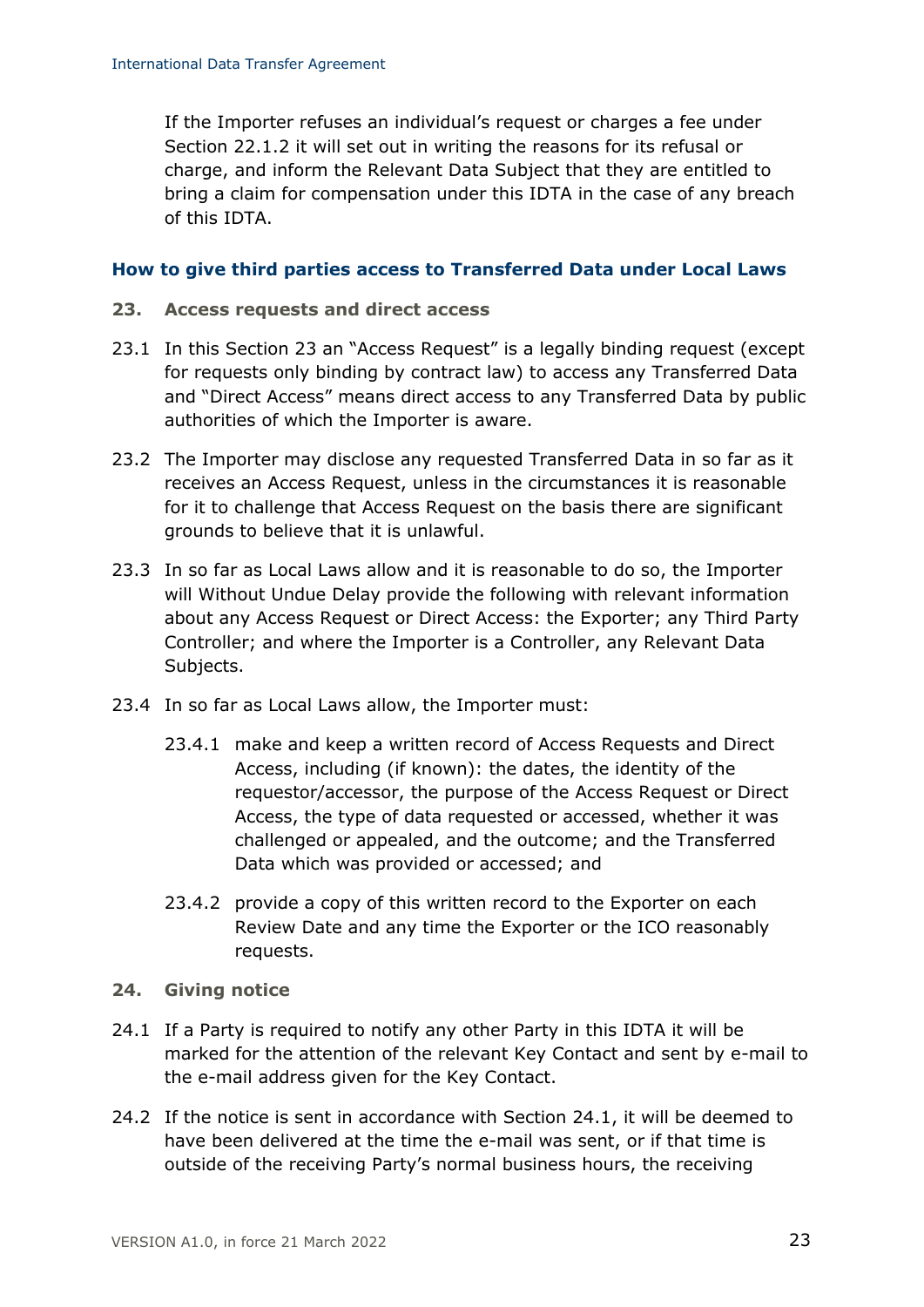If the Importer refuses an individual's request or charges a fee under Section 22.1.2 it will set out in writing the reasons for its refusal or charge, and inform the Relevant Data Subject that they are entitled to bring a claim for compensation under this IDTA in the case of any breach of this IDTA.

## How to give third parties access to Transferred Data under Local Laws

### 23. Access requests and direct access

23.1 In this Section 23 an "Access Request" is a legally binding request (except for requests only binding by contract law) to access any Transferred Data and "Direct Access" means direct access to any Transferred Data by public authorities of which the Importer is aware.

23.2 The Importer may disclose any requested Transferred Data in so far as it receives an Access Request, unless in the circumstances it is reasonable for it to challenge that Access Request on the basis there are significant grounds to believe that it is unlawful.

23.3 In so far as Local Laws allow and it is reasonable to do so, the Importer will Without Undue Delay provide the following with relevant information about any Access Request or Direct Access: the Exporter; any Third Party Controller; and where the Importer is a Controller, any Relevant Data Subjects.

23.4 In so far as Local Laws allow, the Importer must:

23.4.1 make and keep a written record of Access Requests and Direct Access, including (if known): the dates, the identity of the requestor/accessor, the purpose of the Access Request or Direct Access, the type of data requested or accessed, whether it was challenged or appealed, and the outcome; and the Transferred Data which was provided or accessed; and

23.4.2 provide a copy of this written record to the Exporter on each Review Date and any time the Exporter or the ICO reasonably requests.

### 24. Giving notice

24.1 If a Party is required to notify any other Party in this IDTA it will be marked for the attention of the relevant Key Contact and sent by e-mail to the e-mail address given for the Key Contact.

24.2 If the notice is sent in accordance with Section 24.1, it will be deemed to have been delivered at the time the e-mail was sent, or if that time is outside of the receiving Party's normal business hours, the receiving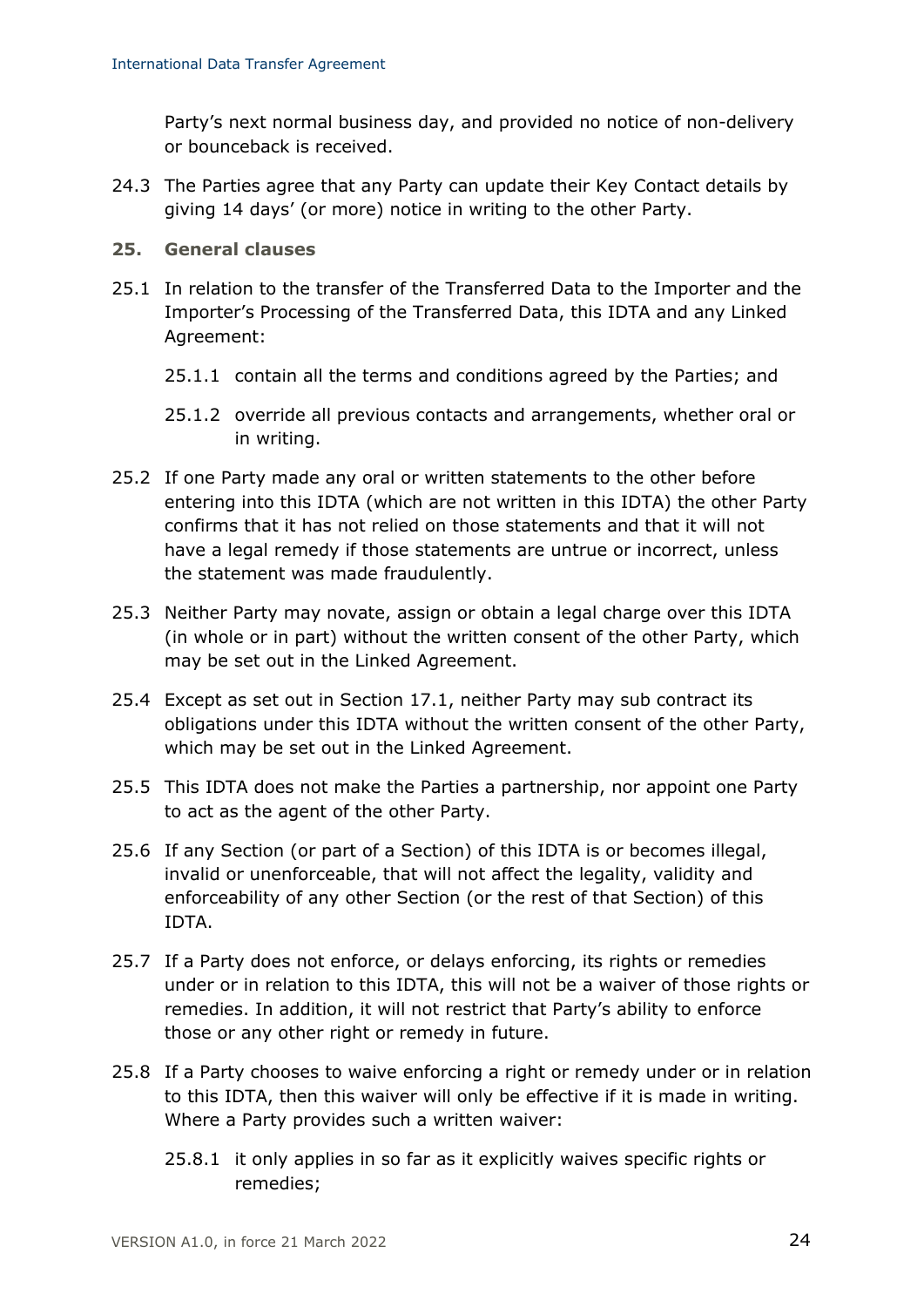Party's next normal business day, and provided no notice of non-delivery or bounceback is received.

24.3 The Parties agree that any Party can update their Key Contact details by giving 14 days' (or more) notice in writing to the other Party.

## 25. General clauses

25.1 In relation to the transfer of the Transferred Data to the Importer and the Importer's Processing of the Transferred Data, this IDTA and any Linked Agreement:

25.1.1 contain all the terms and conditions agreed by the Parties; and

25.1.2 override all previous contacts and arrangements, whether oral or in writing.

25.2 If one Party made any oral or written statements to the other before entering into this IDTA (which are not written in this IDTA) the other Party confirms that it has not relied on those statements and that it will not have a legal remedy if those statements are untrue or incorrect, unless the statement was made fraudulently.

25.3 Neither Party may novate, assign or obtain a legal charge over this IDTA (in whole or in part) without the written consent of the other Party, which may be set out in the Linked Agreement.

25.4 Except as set out in Section 17.1, neither Party may sub contract its obligations under this IDTA without the written consent of the other Party, which may be set out in the Linked Agreement.

25.5 This IDTA does not make the Parties a partnership, nor appoint one Party to act as the agent of the other Party.

25.6 If any Section (or part of a Section) of this IDTA is or becomes illegal, invalid or unenforceable, that will not affect the legality, validity and enforceability of any other Section (or the rest of that Section) of this IDTA.

25.7 If a Party does not enforce, or delays enforcing, its rights or remedies under or in relation to this IDTA, this will not be a waiver of those rights or remedies. In addition, it will not restrict that Party's ability to enforce those or any other right or remedy in future.

25.8 If a Party chooses to waive enforcing a right or remedy under or in relation to this IDTA, then this waiver will only be effective if it is made in writing. Where a Party provides such a written waiver:

25.8.1 it only applies in so far as it explicitly waives specific rights or remedies;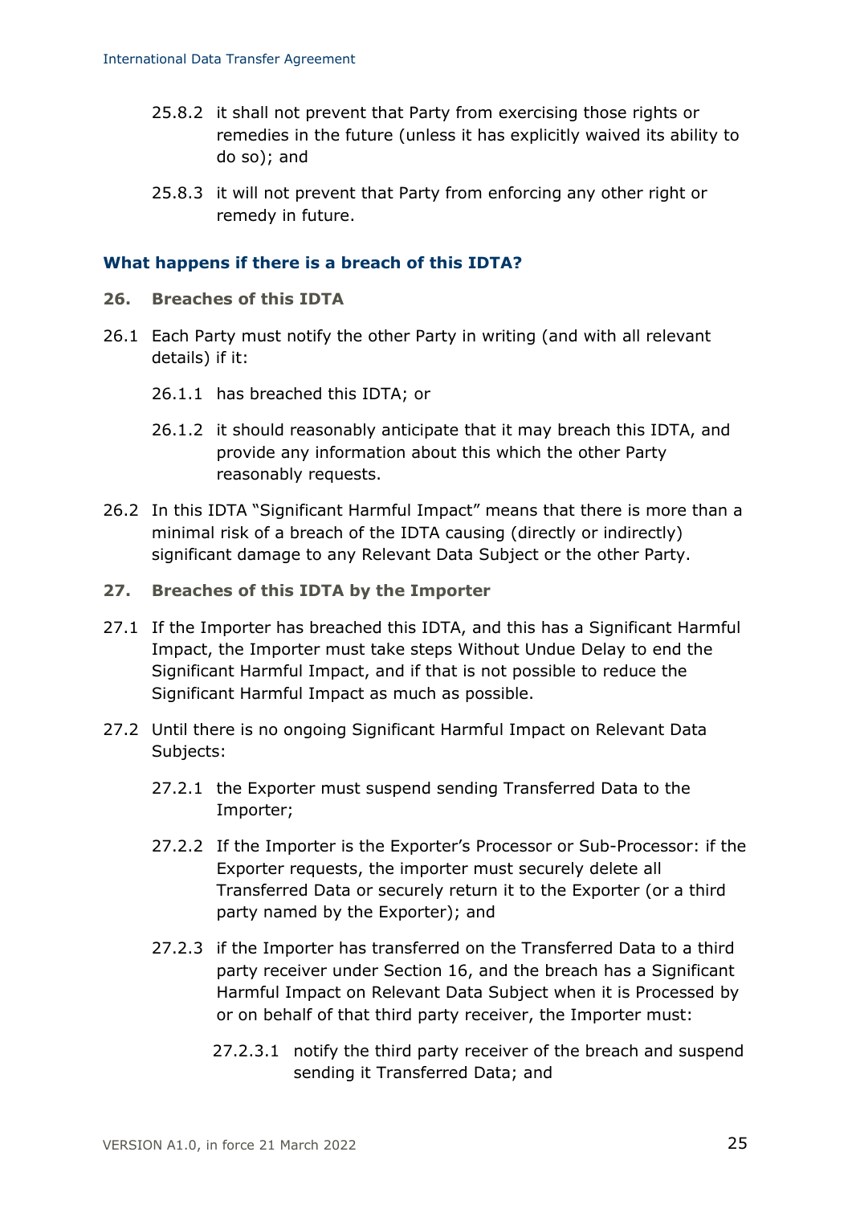25.8.2 it shall not prevent that Party from exercising those rights or remedies in the future (unless it has explicitly waived its ability to do so); and

25.8.3 it will not prevent that Party from enforcing any other right or remedy in future.

### What happens if there is a breach of this IDTA?

**26. Breaches of this IDTA**

26.1 Each Party must notify the other Party in writing (and with all relevant details) if it:

26.1.1 has breached this IDTA; or

26.1.2 it should reasonably anticipate that it may breach this IDTA, and provide any information about this which the other Party reasonably requests.

26.2 In this IDTA "Significant Harmful Impact" means that there is more than a minimal risk of a breach of the IDTA causing (directly or indirectly) significant damage to any Relevant Data Subject or the other Party.

**27. Breaches of this IDTA by the Importer**

27.1 If the Importer has breached this IDTA, and this has a Significant Harmful Impact, the Importer must take steps Without Undue Delay to end the Significant Harmful Impact, and if that is not possible to reduce the Significant Harmful Impact as much as possible.

27.2 Until there is no ongoing Significant Harmful Impact on Relevant Data Subjects:

27.2.1 the Exporter must suspend sending Transferred Data to the Importer;

27.2.2 If the Importer is the Exporter's Processor or Sub-Processor: if the Exporter requests, the importer must securely delete all Transferred Data or securely return it to the Exporter (or a third party named by the Exporter); and

27.2.3 if the Importer has transferred on the Transferred Data to a third party receiver under Section 16, and the breach has a Significant Harmful Impact on Relevant Data Subject when it is Processed by or on behalf of that third party receiver, the Importer must:

27.2.3.1 notify the third party receiver of the breach and suspend sending it Transferred Data; and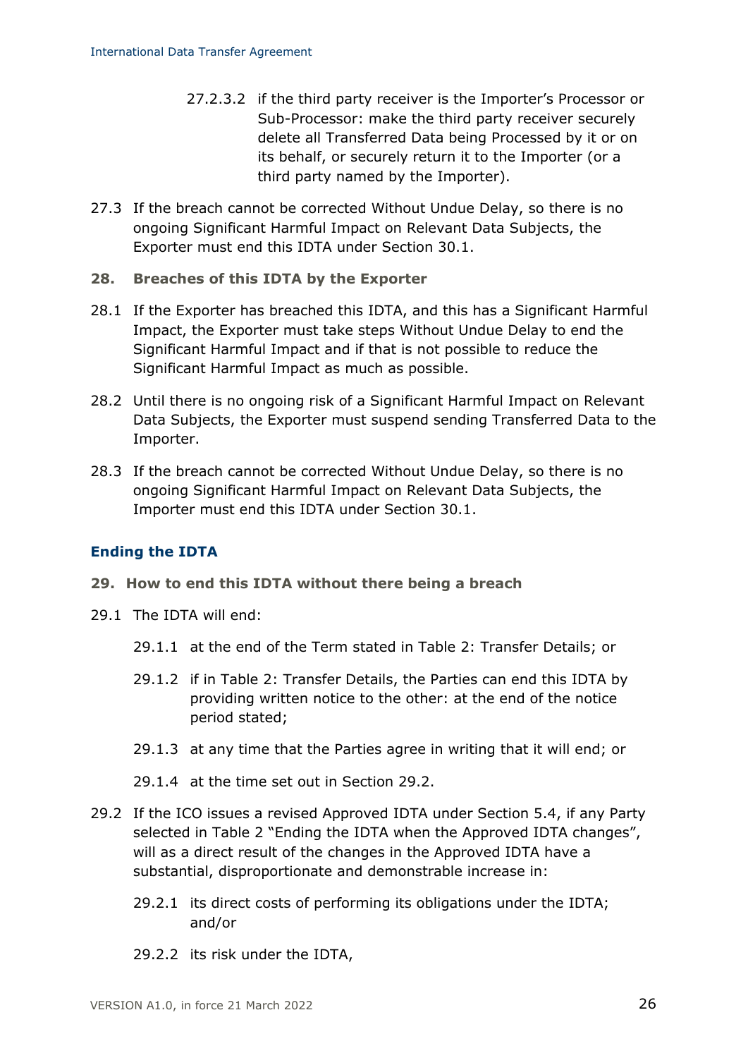27.2.3.2 if the third party receiver is the Importer's Processor or Sub-Processor: make the third party receiver securely delete all Transferred Data being Processed by it or on its behalf, or securely return it to the Importer (or a third party named by the Importer).

27.3 If the breach cannot be corrected Without Undue Delay, so there is no ongoing Significant Harmful Impact on Relevant Data Subjects, the Exporter must end this IDTA under Section 30.1.

### 28. Breaches of this IDTA by the Exporter

28.1 If the Exporter has breached this IDTA, and this has a Significant Harmful Impact, the Exporter must take steps Without Undue Delay to end the Significant Harmful Impact and if that is not possible to reduce the Significant Harmful Impact as much as possible.

28.2 Until there is no ongoing risk of a Significant Harmful Impact on Relevant Data Subjects, the Exporter must suspend sending Transferred Data to the Importer.

28.3 If the breach cannot be corrected Without Undue Delay, so there is no ongoing Significant Harmful Impact on Relevant Data Subjects, the Importer must end this IDTA under Section 30.1.

## Ending the IDTA

### 29. How to end this IDTA without there being a breach

29.1 The IDTA will end:

29.1.1 at the end of the Term stated in Table 2: Transfer Details; or

29.1.2 if in Table 2: Transfer Details, the Parties can end this IDTA by providing written notice to the other: at the end of the notice period stated;

29.1.3 at any time that the Parties agree in writing that it will end; or

29.1.4 at the time set out in Section 29.2.

29.2 If the ICO issues a revised Approved IDTA under Section 5.4, if any Party selected in Table 2 "Ending the IDTA when the Approved IDTA changes", will as a direct result of the changes in the Approved IDTA have a substantial, disproportionate and demonstrable increase in:

29.2.1 its direct costs of performing its obligations under the IDTA; and/or

29.2.2 its risk under the IDTA,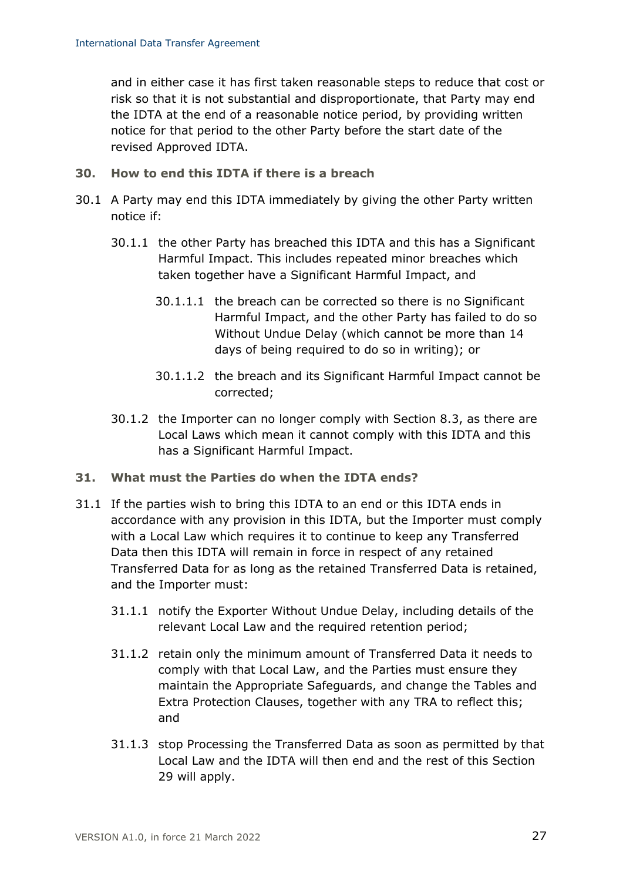and in either case it has first taken reasonable steps to reduce that cost or risk so that it is not substantial and disproportionate, that Party may end the IDTA at the end of a reasonable notice period, by providing written notice for that period to the other Party before the start date of the revised Approved IDTA.

## 30. How to end this IDTA if there is a breach

30.1 A Party may end this IDTA immediately by giving the other Party written notice if:

30.1.1 the other Party has breached this IDTA and this has a Significant Harmful Impact. This includes repeated minor breaches which taken together have a Significant Harmful Impact, and

30.1.1.1 the breach can be corrected so there is no Significant Harmful Impact, and the other Party has failed to do so Without Undue Delay (which cannot be more than 14 days of being required to do so in writing); or

30.1.1.2 the breach and its Significant Harmful Impact cannot be corrected;

30.1.2 the Importer can no longer comply with Section 8.3, as there are Local Laws which mean it cannot comply with this IDTA and this has a Significant Harmful Impact.

## 31. What must the Parties do when the IDTA ends?

31.1 If the parties wish to bring this IDTA to an end or this IDTA ends in accordance with any provision in this IDTA, but the Importer must comply with a Local Law which requires it to continue to keep any Transferred Data then this IDTA will remain in force in respect of any retained Transferred Data for as long as the retained Transferred Data is retained, and the Importer must:

31.1.1 notify the Exporter Without Undue Delay, including details of the relevant Local Law and the required retention period;

31.1.2 retain only the minimum amount of Transferred Data it needs to comply with that Local Law, and the Parties must ensure they maintain the Appropriate Safeguards, and change the Tables and Extra Protection Clauses, together with any TRA to reflect this; and

31.1.3 stop Processing the Transferred Data as soon as permitted by that Local Law and the IDTA will then end and the rest of this Section 29 will apply.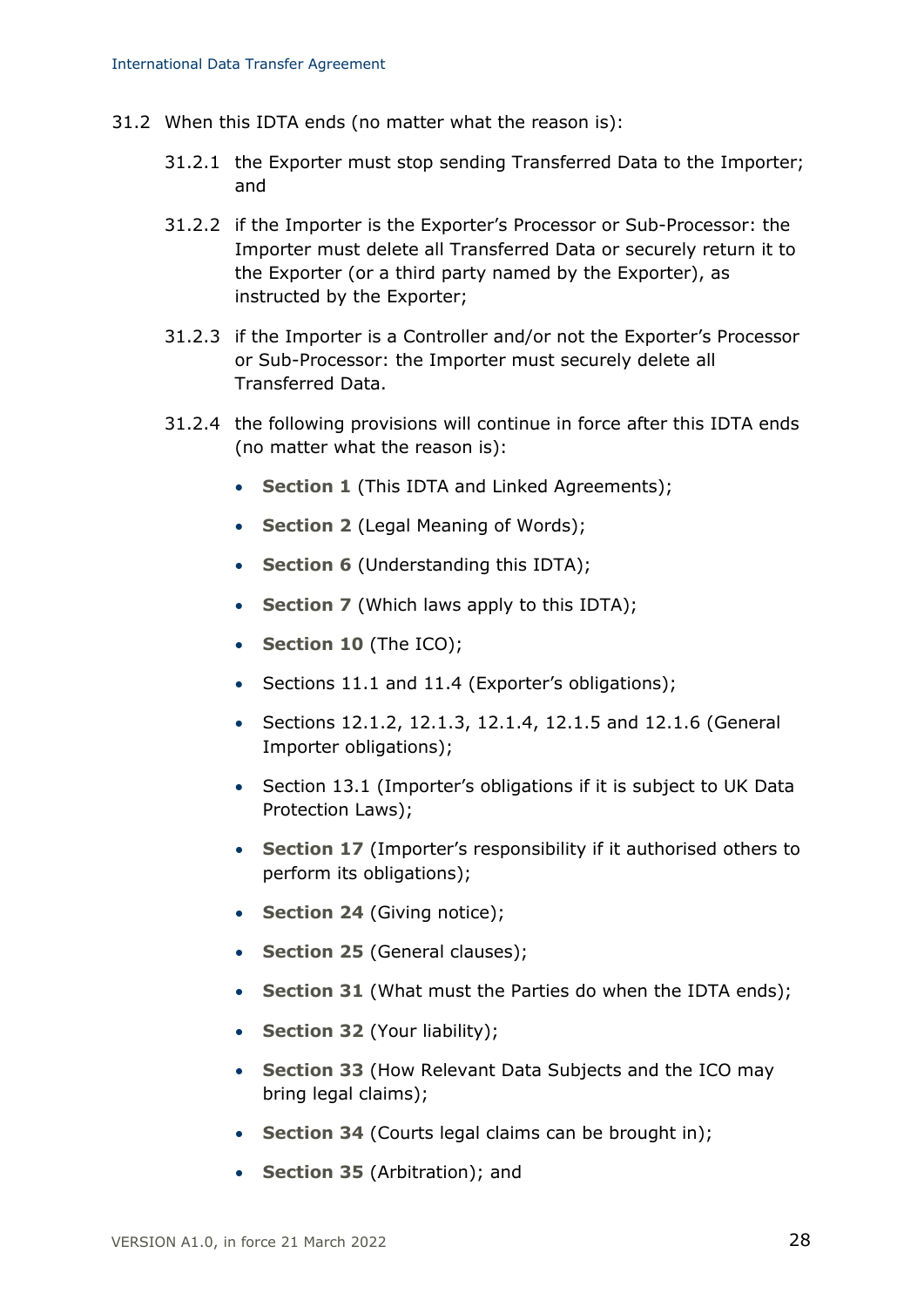31.2 When this IDTA ends (no matter what the reason is):

31.2.1 the Exporter must stop sending Transferred Data to the Importer; and

31.2.2 if the Importer is the Exporter's Processor or Sub-Processor: the Importer must delete all Transferred Data or securely return it to the Exporter (or a third party named by the Exporter), as instructed by the Exporter;

31.2.3 if the Importer is a Controller and/or not the Exporter's Processor or Sub-Processor: the Importer must securely delete all Transferred Data.

31.2.4 the following provisions will continue in force after this IDTA ends (no matter what the reason is):

- **Section 1** (This IDTA and Linked Agreements);
- **Section 2** (Legal Meaning of Words);
- **Section 6** (Understanding this IDTA);
- **Section 7** (Which laws apply to this IDTA);
- **Section 10** (The ICO);
- Sections 11.1 and 11.4 (Exporter's obligations);
- Sections 12.1.2, 12.1.3, 12.1.4, 12.1.5 and 12.1.6 (General Importer obligations);
- Section 13.1 (Importer's obligations if it is subject to UK Data Protection Laws);
- **Section 17** (Importer's responsibility if it authorised others to perform its obligations);
- **Section 24** (Giving notice);
- **Section 25** (General clauses);
- **Section 31** (What must the Parties do when the IDTA ends);
- **Section 32** (Your liability);
- **Section 33** (How Relevant Data Subjects and the ICO may bring legal claims);
- **Section 34** (Courts legal claims can be brought in);
- **Section 35** (Arbitration); and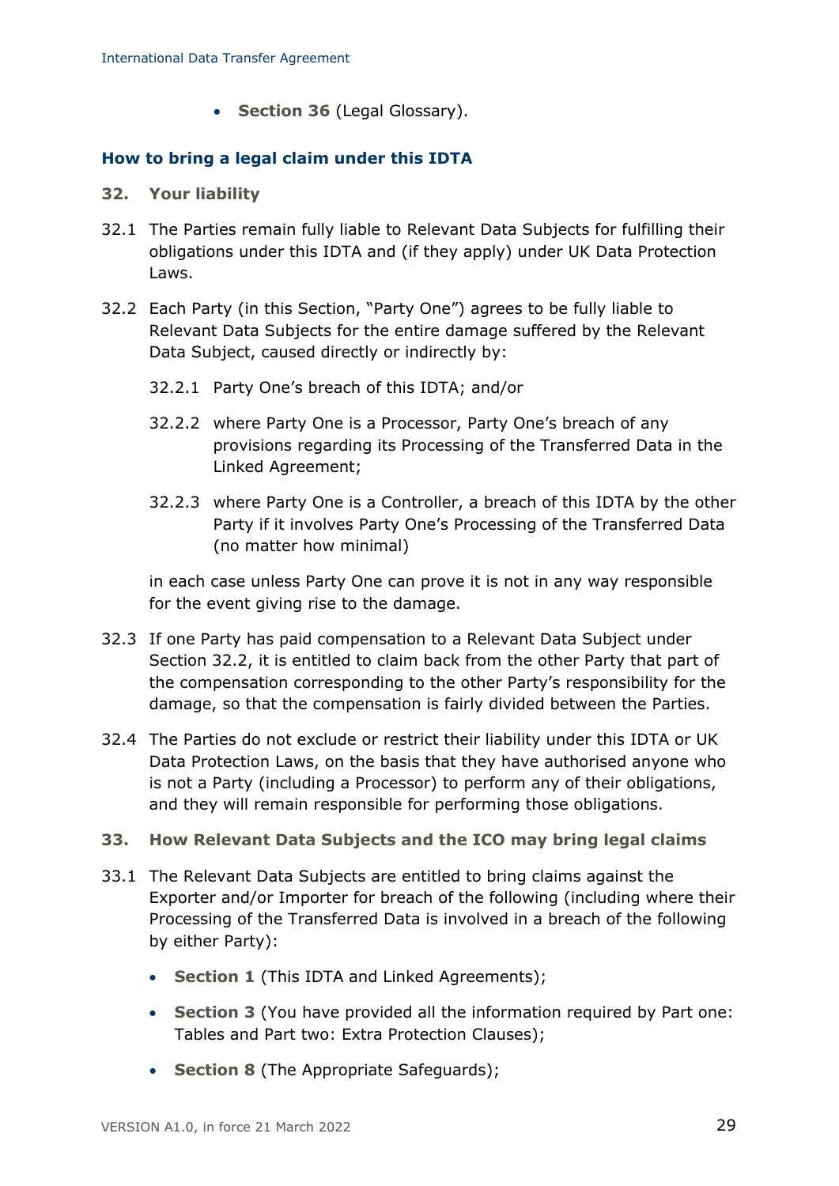- **Section 36** (Legal Glossary).

## How to bring a legal claim under this IDTA

### 32. Your liability

32.1 The Parties remain fully liable to Relevant Data Subjects for fulfilling their obligations under this IDTA and (if they apply) under UK Data Protection Laws.

32.2 Each Party (in this Section, "Party One") agrees to be fully liable to Relevant Data Subjects for the entire damage suffered by the Relevant Data Subject, caused directly or indirectly by:

32.2.1 Party One's breach of this IDTA; and/or

32.2.2 where Party One is a Processor, Party One's breach of any provisions regarding its Processing of the Transferred Data in the Linked Agreement;

32.2.3 where Party One is a Controller, a breach of this IDTA by the other Party if it involves Party One's Processing of the Transferred Data (no matter how minimal)

in each case unless Party One can prove it is not in any way responsible for the event giving rise to the damage.

32.3 If one Party has paid compensation to a Relevant Data Subject under Section 32.2, it is entitled to claim back from the other Party that part of the compensation corresponding to the other Party's responsibility for the damage, so that the compensation is fairly divided between the Parties.

32.4 The Parties do not exclude or restrict their liability under this IDTA or UK Data Protection Laws, on the basis that they have authorised anyone who is not a Party (including a Processor) to perform any of their obligations, and they will remain responsible for performing those obligations.

### 33. How Relevant Data Subjects and the ICO may bring legal claims

33.1 The Relevant Data Subjects are entitled to bring claims against the Exporter and/or Importer for breach of the following (including where their Processing of the Transferred Data is involved in a breach of the following by either Party):

- **Section 1** (This IDTA and Linked Agreements);
- **Section 3** (You have provided all the information required by Part one: Tables and Part two: Extra Protection Clauses);
- **Section 8** (The Appropriate Safeguards);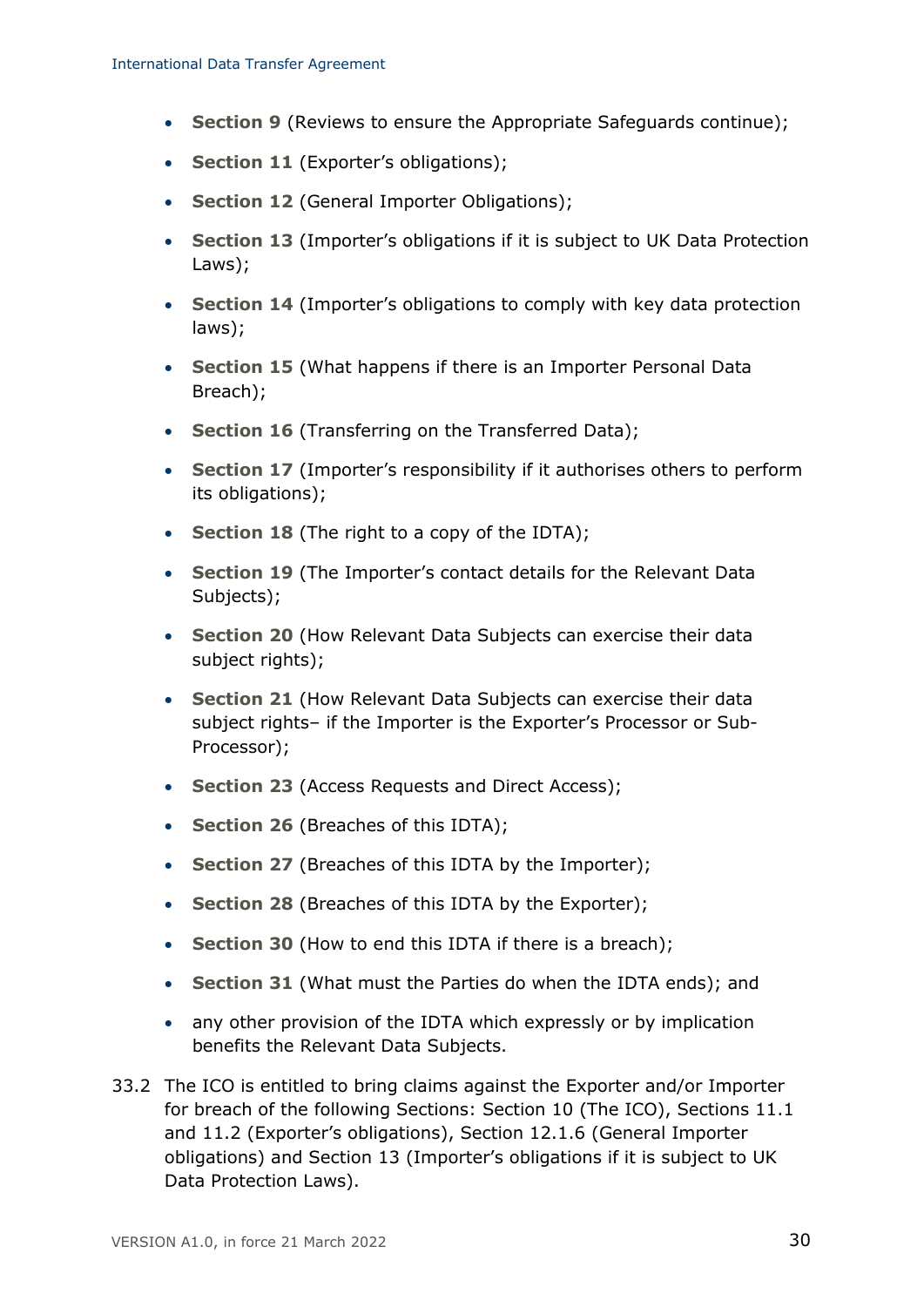- **Section 9** (Reviews to ensure the Appropriate Safeguards continue);
- **Section 11** (Exporter's obligations);
- **Section 12** (General Importer Obligations);
- **Section 13** (Importer's obligations if it is subject to UK Data Protection Laws);
- **Section 14** (Importer's obligations to comply with key data protection laws);
- **Section 15** (What happens if there is an Importer Personal Data Breach);
- **Section 16** (Transferring on the Transferred Data);
- **Section 17** (Importer's responsibility if it authorises others to perform its obligations);
- **Section 18** (The right to a copy of the IDTA);
- **Section 19** (The Importer's contact details for the Relevant Data Subjects);
- **Section 20** (How Relevant Data Subjects can exercise their data subject rights);
- **Section 21** (How Relevant Data Subjects can exercise their data subject rights– if the Importer is the Exporter's Processor or Sub-Processor);
- **Section 23** (Access Requests and Direct Access);
- **Section 26** (Breaches of this IDTA);
- **Section 27** (Breaches of this IDTA by the Importer);
- **Section 28** (Breaches of this IDTA by the Exporter);
- **Section 30** (How to end this IDTA if there is a breach);
- **Section 31** (What must the Parties do when the IDTA ends); and
- any other provision of the IDTA which expressly or by implication benefits the Relevant Data Subjects.

33.2 The ICO is entitled to bring claims against the Exporter and/or Importer for breach of the following Sections: Section 10 (The ICO), Sections 11.1 and 11.2 (Exporter's obligations), Section 12.1.6 (General Importer obligations) and Section 13 (Importer's obligations if it is subject to UK Data Protection Laws).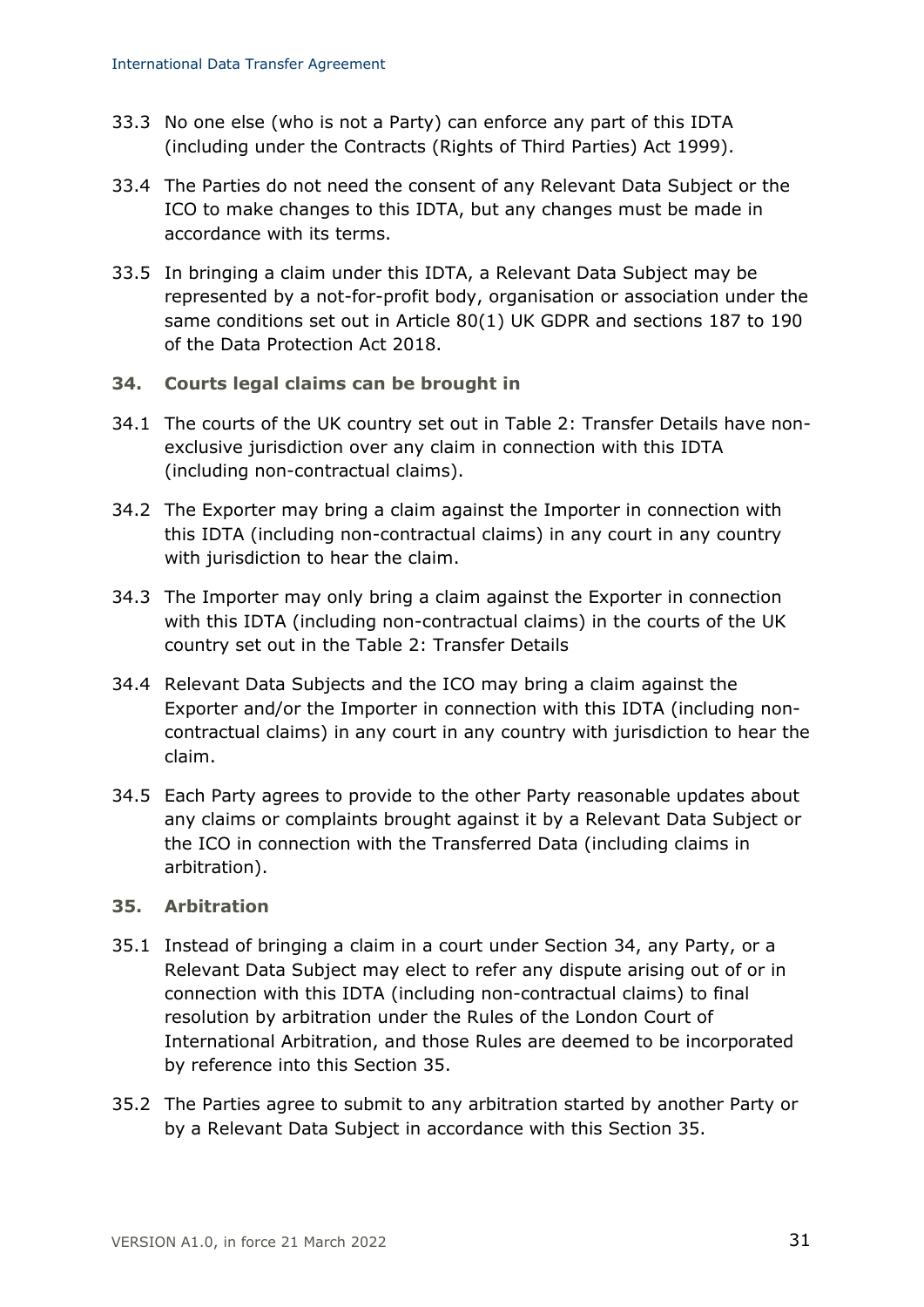33.3 No one else (who is not a Party) can enforce any part of this IDTA (including under the Contracts (Rights of Third Parties) Act 1999).

33.4 The Parties do not need the consent of any Relevant Data Subject or the ICO to make changes to this IDTA, but any changes must be made in accordance with its terms.

33.5 In bringing a claim under this IDTA, a Relevant Data Subject may be represented by a not-for-profit body, organisation or association under the same conditions set out in Article 80(1) UK GDPR and sections 187 to 190 of the Data Protection Act 2018.

### 34. Courts legal claims can be brought in

34.1 The courts of the UK country set out in Table 2: Transfer Details have non-exclusive jurisdiction over any claim in connection with this IDTA (including non-contractual claims).

34.2 The Exporter may bring a claim against the Importer in connection with this IDTA (including non-contractual claims) in any court in any country with jurisdiction to hear the claim.

34.3 The Importer may only bring a claim against the Exporter in connection with this IDTA (including non-contractual claims) in the courts of the UK country set out in the Table 2: Transfer Details

34.4 Relevant Data Subjects and the ICO may bring a claim against the Exporter and/or the Importer in connection with this IDTA (including non-contractual claims) in any court in any country with jurisdiction to hear the claim.

34.5 Each Party agrees to provide to the other Party reasonable updates about any claims or complaints brought against it by a Relevant Data Subject or the ICO in connection with the Transferred Data (including claims in arbitration).

### 35. Arbitration

35.1 Instead of bringing a claim in a court under Section 34, any Party, or a Relevant Data Subject may elect to refer any dispute arising out of or in connection with this IDTA (including non-contractual claims) to final resolution by arbitration under the Rules of the London Court of International Arbitration, and those Rules are deemed to be incorporated by reference into this Section 35.

35.2 The Parties agree to submit to any arbitration started by another Party or by a Relevant Data Subject in accordance with this Section 35.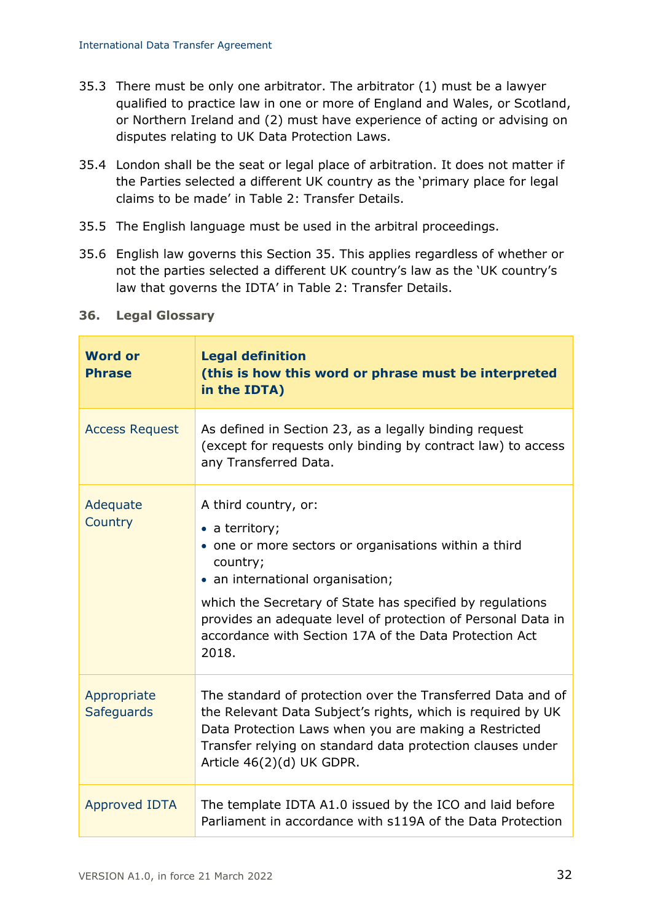35.3 There must be only one arbitrator. The arbitrator (1) must be a lawyer qualified to practice law in one or more of England and Wales, or Scotland, or Northern Ireland and (2) must have experience of acting or advising on disputes relating to UK Data Protection Laws.

35.4 London shall be the seat or legal place of arbitration. It does not matter if the Parties selected a different UK country as the 'primary place for legal claims to be made' in Table 2: Transfer Details.

35.5 The English language must be used in the arbitral proceedings.

35.6 English law governs this Section 35. This applies regardless of whether or not the parties selected a different UK country's law as the 'UK country's law that governs the IDTA' in Table 2: Transfer Details.

## 36. Legal Glossary

| Word or Phrase | Legal definition (this is how this word or phrase must be interpreted in the IDTA) |
|---|---|
| Access Request | As defined in Section 23, as a legally binding request (except for requests only binding by contract law) to access any Transferred Data. |
| Adequate Country | A third country, or: <br>• a territory; <br>• one or more sectors or organisations within a third country; <br>• an international organisation; <br>which the Secretary of State has specified by regulations provides an adequate level of protection of Personal Data in accordance with Section 17A of the Data Protection Act 2018. |
| Appropriate Safeguards | The standard of protection over the Transferred Data and of the Relevant Data Subject's rights, which is required by UK Data Protection Laws when you are making a Restricted Transfer relying on standard data protection clauses under Article 46(2)(d) UK GDPR. |
| Approved IDTA | The template IDTA A1.0 issued by the ICO and laid before Parliament in accordance with s119A of the Data Protection |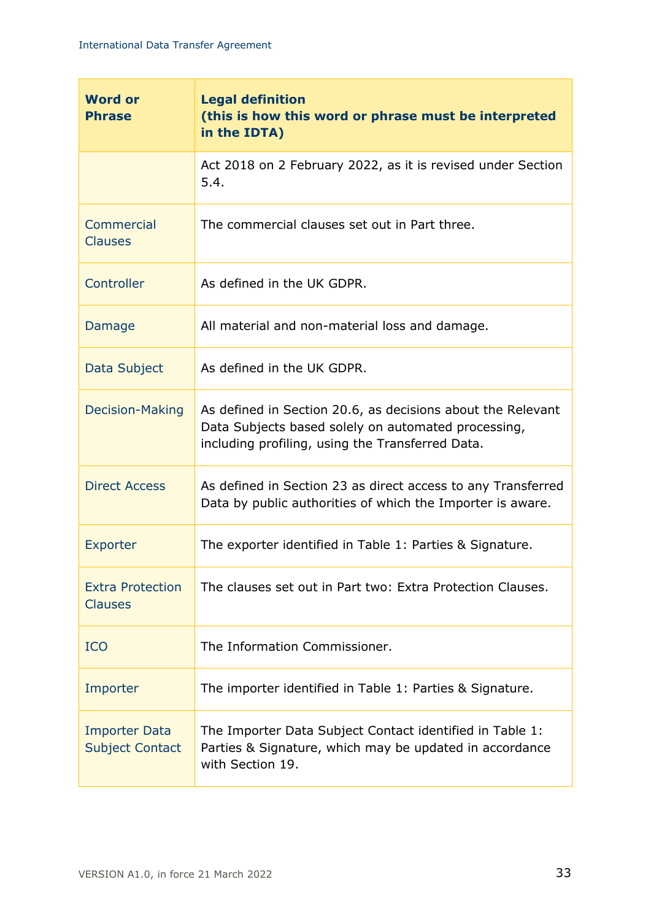| Word or Phrase | Legal definition (this is how this word or phrase must be interpreted in the IDTA) |
|---|---|
| | Act 2018 on 2 February 2022, as it is revised under Section 5.4. |
| Commercial Clauses | The commercial clauses set out in Part three. |
| Controller | As defined in the UK GDPR. |
| Damage | All material and non-material loss and damage. |
| Data Subject | As defined in the UK GDPR. |
| Decision-Making | As defined in Section 20.6, as decisions about the Relevant Data Subjects based solely on automated processing, including profiling, using the Transferred Data. |
| Direct Access | As defined in Section 23 as direct access to any Transferred Data by public authorities of which the Importer is aware. |
| Exporter | The exporter identified in Table 1: Parties & Signature. |
| Extra Protection Clauses | The clauses set out in Part two: Extra Protection Clauses. |
| ICO | The Information Commissioner. |
| Importer | The importer identified in Table 1: Parties & Signature. |
| Importer Data Subject Contact | The Importer Data Subject Contact identified in Table 1: Parties & Signature, which may be updated in accordance with Section 19. |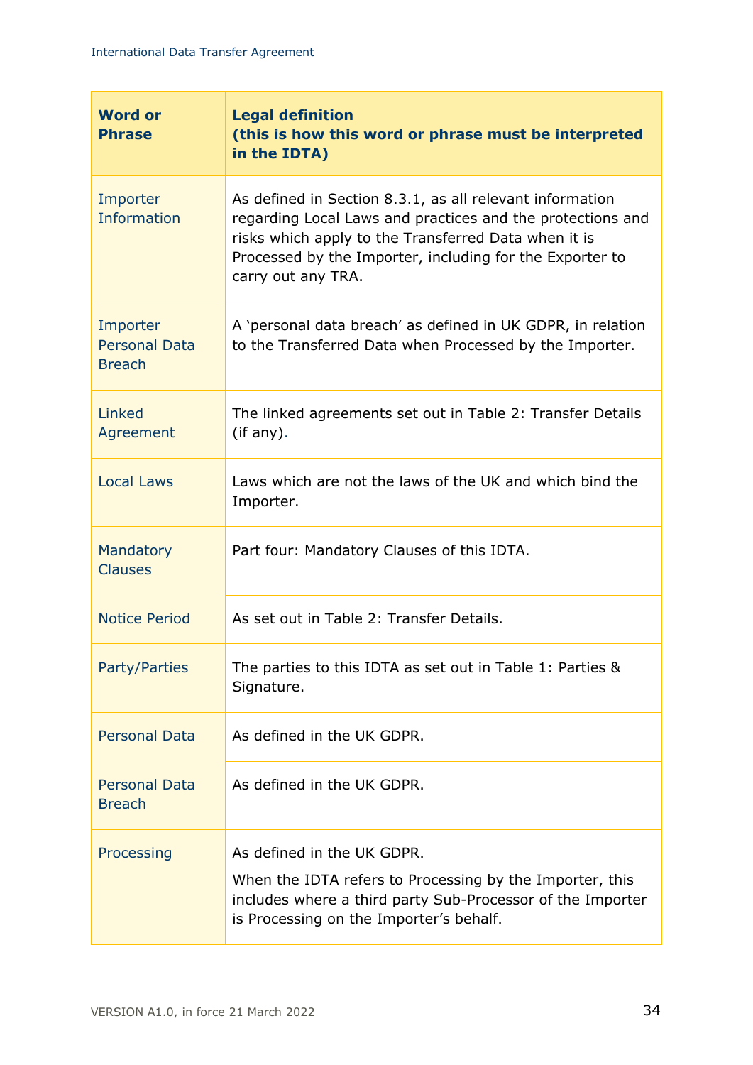| Word or Phrase | Legal definition (this is how this word or phrase must be interpreted in the IDTA) |
|---|---|
| Importer Information | As defined in Section 8.3.1, as all relevant information regarding Local Laws and practices and the protections and risks which apply to the Transferred Data when it is Processed by the Importer, including for the Exporter to carry out any TRA. |
| Importer Personal Data Breach | A 'personal data breach' as defined in UK GDPR, in relation to the Transferred Data when Processed by the Importer. |
| Linked Agreement | The linked agreements set out in Table 2: Transfer Details (if any). |
| Local Laws | Laws which are not the laws of the UK and which bind the Importer. |
| Mandatory Clauses | Part four: Mandatory Clauses of this IDTA. |
| Notice Period | As set out in Table 2: Transfer Details. |
| Party/Parties | The parties to this IDTA as set out in Table 1: Parties & Signature. |
| Personal Data | As defined in the UK GDPR. |
| Personal Data Breach | As defined in the UK GDPR. |
| Processing | As defined in the UK GDPR.<br>When the IDTA refers to Processing by the Importer, this includes where a third party Sub-Processor of the Importer is Processing on the Importer's behalf. |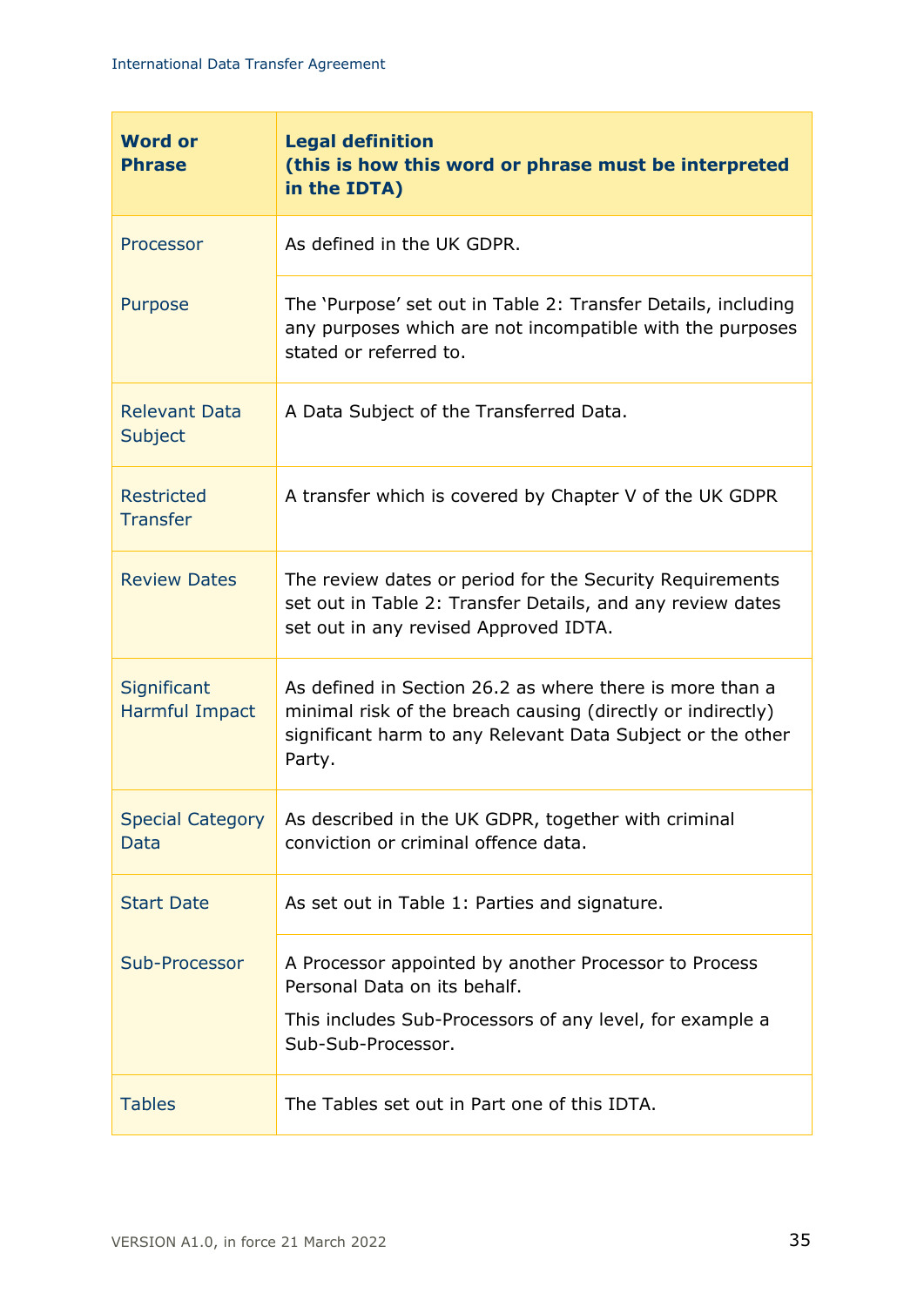| Word or Phrase | Legal definition (this is how this word or phrase must be interpreted in the IDTA) |
| --- | --- |
| Processor | As defined in the UK GDPR. |
| Purpose | The 'Purpose' set out in Table 2: Transfer Details, including any purposes which are not incompatible with the purposes stated or referred to. |
| Relevant Data Subject | A Data Subject of the Transferred Data. |
| Restricted Transfer | A transfer which is covered by Chapter V of the UK GDPR |
| Review Dates | The review dates or period for the Security Requirements set out in Table 2: Transfer Details, and any review dates set out in any revised Approved IDTA. |
| Significant Harmful Impact | As defined in Section 26.2 as where there is more than a minimal risk of the breach causing (directly or indirectly) significant harm to any Relevant Data Subject or the other Party. |
| Special Category Data | As described in the UK GDPR, together with criminal conviction or criminal offence data. |
| Start Date | As set out in Table 1: Parties and signature. |
| Sub-Processor | A Processor appointed by another Processor to Process Personal Data on its behalf.<br>This includes Sub-Processors of any level, for example a Sub-Sub-Processor. |
| Tables | The Tables set out in Part one of this IDTA. |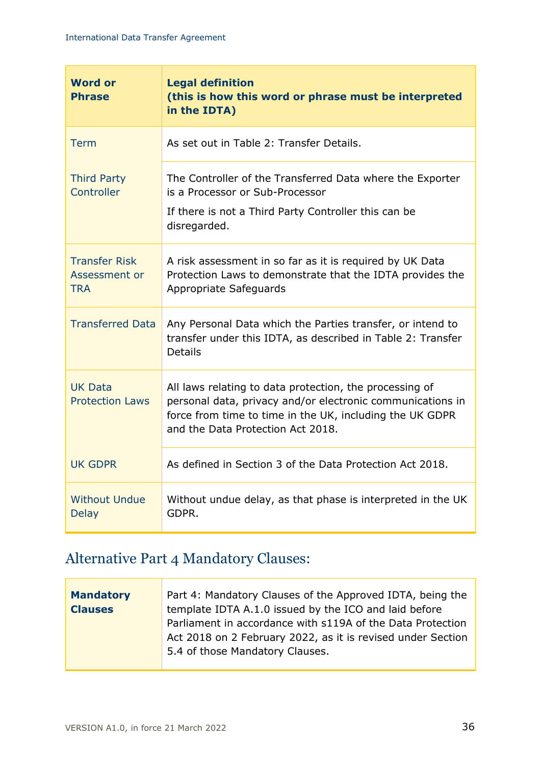| Word or Phrase | Legal definition (this is how this word or phrase must be interpreted in the IDTA) |
|---|---|
| Term | As set out in Table 2: Transfer Details. |
| Third Party Controller | The Controller of the Transferred Data where the Exporter is a Processor or Sub-Processor<br>If there is not a Third Party Controller this can be disregarded. |
| Transfer Risk Assessment or TRA | A risk assessment in so far as it is required by UK Data Protection Laws to demonstrate that the IDTA provides the Appropriate Safeguards |
| Transferred Data | Any Personal Data which the Parties transfer, or intend to transfer under this IDTA, as described in Table 2: Transfer Details |
| UK Data Protection Laws | All laws relating to data protection, the processing of personal data, privacy and/or electronic communications in force from time to time in the UK, including the UK GDPR and the Data Protection Act 2018. |
| UK GDPR | As defined in Section 3 of the Data Protection Act 2018. |
| Without Undue Delay | Without undue delay, as that phase is interpreted in the UK GDPR. |

## Alternative Part 4 Mandatory Clauses:

| | |
|---|---|
| **Mandatory Clauses** | Part 4: Mandatory Clauses of the Approved IDTA, being the template IDTA A.1.0 issued by the ICO and laid before Parliament in accordance with s119A of the Data Protection Act 2018 on 2 February 2022, as it is revised under Section 5.4 of those Mandatory Clauses. |